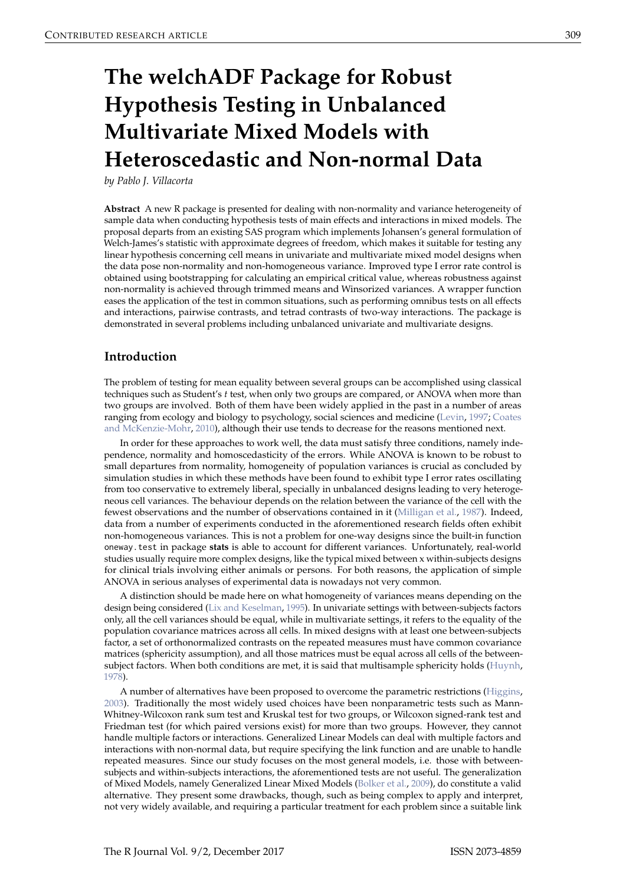# The welchADF Package for Robust Hypothesis Testing in Unbalanced Multivariate Mixed Models with Heteroscedastic and Non-normal Data

*by Pablo J. Villacorta*

**Abstract** A new R package is presented for dealing with non-normality and variance heterogeneity of sample data when conducting hypothesis tests of main effects and interactions in mixed models. The proposal departs from an existing SAS program which implements Johansen's general formulation of Welch-James's statistic with approximate degrees of freedom, which makes it suitable for testing any linear hypothesis concerning cell means in univariate and multivariate mixed model designs when the data pose non-normality and non-homogeneous variance. Improved type I error rate control is obtained using bootstrapping for calculating an empirical critical value, whereas robustness against non-normality is achieved through trimmed means and Winsorized variances. A wrapper function eases the application of the test in common situations, such as performing omnibus tests on all effects and interactions, pairwise contrasts, and tetrad contrasts of two-way interactions. The package is demonstrated in several problems including unbalanced univariate and multivariate designs.

## Introduction

The problem of testing for mean equality between several groups can be accomplished using classical techniques such as Student's *t* test, when only two groups are compared, or ANOVA when more than two groups are involved. Both of them have been widely applied in the past in a number of areas ranging from ecology and biology to psychology, social sciences and medicine (Levin, 1997; Coates and McKenzie-Mohr, 2010), although their use tends to decrease for the reasons mentioned next.

In order for these approaches to work well, the data must satisfy three conditions, namely independence, normality and homoscedasticity of the errors. While ANOVA is known to be robust to small departures from normality, homogeneity of population variances is crucial as concluded by simulation studies in which these methods have been found to exhibit type I error rates oscillating from too conservative to extremely liberal, specially in unbalanced designs leading to very heterogeneous cell variances. The behaviour depends on the relation between the variance of the cell with the fewest observations and the number of observations contained in it (Milligan et al., 1987). Indeed, data from a number of experiments conducted in the aforementioned research fields often exhibit non-homogeneous variances. This is not a problem for one-way designs since the built-in function `oneway.test` in package **stats** is able to account for different variances. Unfortunately, real-world studies usually require more complex designs, like the typical mixed between x within-subjects designs for clinical trials involving either animals or persons. For both reasons, the application of simple ANOVA in serious analyses of experimental data is nowadays not very common.

A distinction should be made here on what homogeneity of variances means depending on the design being considered (Lix and Keselman, 1995). In univariate settings with between-subjects factors only, all the cell variances should be equal, while in multivariate settings, it refers to the equality of the population covariance matrices across all cells. In mixed designs with at least one between-subjects factor, a set of orthonormalized contrasts on the repeated measures must have common covariance matrices (sphericity assumption), and all those matrices must be equal across all cells of the between-subject factors. When both conditions are met, it is said that multisample sphericity holds (Huynh, 1978).

A number of alternatives have been proposed to overcome the parametric restrictions (Higgins, 2003). Traditionally the most widely used choices have been nonparametric tests such as Mann-Whitney-Wilcoxon rank sum test and Kruskal test for two groups, or Wilcoxon signed-rank test and Friedman test (for which paired versions exist) for more than two groups. However, they cannot handle multiple factors or interactions. Generalized Linear Models can deal with multiple factors and interactions with non-normal data, but require specifying the link function and are unable to handle repeated measures. Since our study focuses on the most general models, i.e. those with between-subjects and within-subjects interactions, the aforementioned tests are not useful. The generalization of Mixed Models, namely Generalized Linear Mixed Models (Bolker et al., 2009), do constitute a valid alternative. They present some drawbacks, though, such as being complex to apply and interpret, not very widely available, and requiring a particular treatment for each problem since a suitable link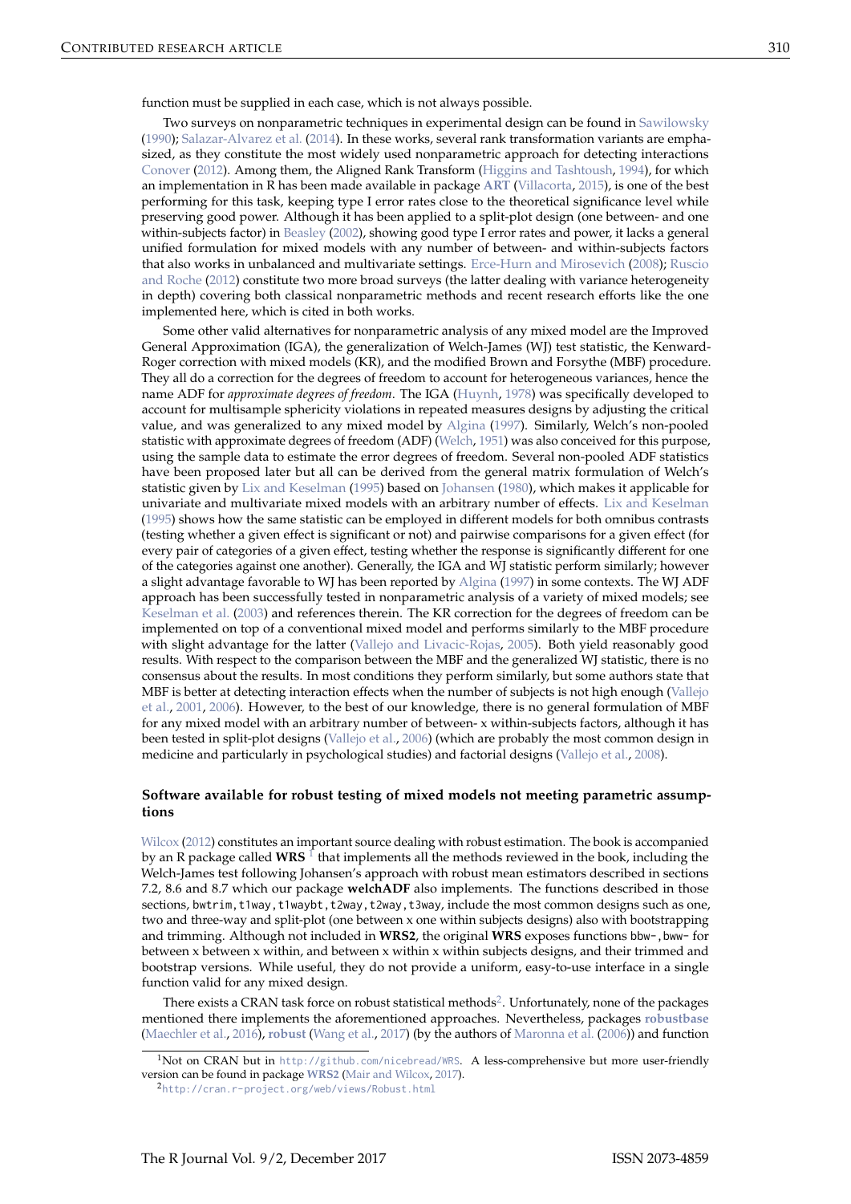function must be supplied in each case, which is not always possible.

Two surveys on nonparametric techniques in experimental design can be found in Sawilowsky (1990); Salazar-Alvarez et al. (2014). In these works, several rank transformation variants are emphasized, as they constitute the most widely used nonparametric approach for detecting interactions Conover (2012). Among them, the Aligned Rank Transform (Higgins and Tashtoush, 1994), for which an implementation in R has been made available in package **ART** (Villacorta, 2015), is one of the best performing for this task, keeping type I error rates close to the theoretical significance level while preserving good power. Although it has been applied to a split-plot design (one between- and one within-subjects factor) in Beasley (2002), showing good type I error rates and power, it lacks a general unified formulation for mixed models with any number of between- and within-subjects factors that also works in unbalanced and multivariate settings. Erce-Hurn and Mirosevich (2008); Ruscio and Roche (2012) constitute two more broad surveys (the latter dealing with variance heterogeneity in depth) covering both classical nonparametric methods and recent research efforts like the one implemented here, which is cited in both works.

Some other valid alternatives for nonparametric analysis of any mixed model are the Improved General Approximation (IGA), the generalization of Welch-James (WJ) test statistic, the Kenward-Roger correction with mixed models (KR), and the modified Brown and Forsythe (MBF) procedure. They all do a correction for the degrees of freedom to account for heterogeneous variances, hence the name ADF for *approximate degrees of freedom*. The IGA (Huynh, 1978) was specifically developed to account for multisample sphericity violations in repeated measures designs by adjusting the critical value, and was generalized to any mixed model by Algina (1997). Similarly, Welch's non-pooled statistic with approximate degrees of freedom (ADF) (Welch, 1951) was also conceived for this purpose, using the sample data to estimate the error degrees of freedom. Several non-pooled ADF statistics have been proposed later but all can be derived from the general matrix formulation of Welch's statistic given by Lix and Keselman (1995) based on Johansen (1980), which makes it applicable for univariate and multivariate mixed models with an arbitrary number of effects. Lix and Keselman (1995) shows how the same statistic can be employed in different models for both omnibus contrasts (testing whether a given effect is significant or not) and pairwise comparisons for a given effect (for every pair of categories of a given effect, testing whether the response is significantly different for one of the categories against one another). Generally, the IGA and WJ statistic perform similarly; however a slight advantage favorable to WJ has been reported by Algina (1997) in some contexts. The WJ ADF approach has been successfully tested in nonparametric analysis of a variety of mixed models; see Keselman et al. (2003) and references therein. The KR correction for the degrees of freedom can be implemented on top of a conventional mixed model and performs similarly to the MBF procedure with slight advantage for the latter (Vallejo and Livacic-Rojas, 2005). Both yield reasonably good results. With respect to the comparison between the MBF and the generalized WJ statistic, there is no consensus about the results. In most conditions they perform similarly, but some authors state that MBF is better at detecting interaction effects when the number of subjects is not high enough (Vallejo et al., 2001, 2006). However, to the best of our knowledge, there is no general formulation of MBF for any mixed model with an arbitrary number of between- x within-subjects factors, although it has been tested in split-plot designs (Vallejo et al., 2006) (which are probably the most common design in medicine and particularly in psychological studies) and factorial designs (Vallejo et al., 2008).

### Software available for robust testing of mixed models not meeting parametric assumptions

Wilcox (2012) constitutes an important source dealing with robust estimation. The book is accompanied by an R package called **WRS** [1] that implements all the methods reviewed in the book, including the Welch-James test following Johansen's approach with robust mean estimators described in sections 7.2, 8.6 and 8.7 which our package **welchADF** also implements. The functions described in those sections, `bwtrim,t1way,t1waybt,t2way,t2way,t3way`, include the most common designs such as one, two and three-way and split-plot (one between x one within subjects designs) also with bootstrapping and trimming. Although not included in **WRS2**, the original **WRS** exposes functions `bbw-,bww-` for between x between x within, and between x within x within subjects designs, and their trimmed and bootstrap versions. While useful, they do not provide a uniform, easy-to-use interface in a single function valid for any mixed design.

There exists a CRAN task force on robust statistical methods[2]. Unfortunately, none of the packages mentioned there implements the aforementioned approaches. Nevertheless, packages **robustbase** (Maechler et al., 2016), **robust** (Wang et al., 2017) (by the authors of Maronna et al. (2006)) and function

[1] Not on CRAN but in http://github.com/nicebread/WRS. A less-comprehensive but more user-friendly version can be found in package **WRS2** (Mair and Wilcox, 2017).

[2] http://cran.r-project.org/web/views/Robust.html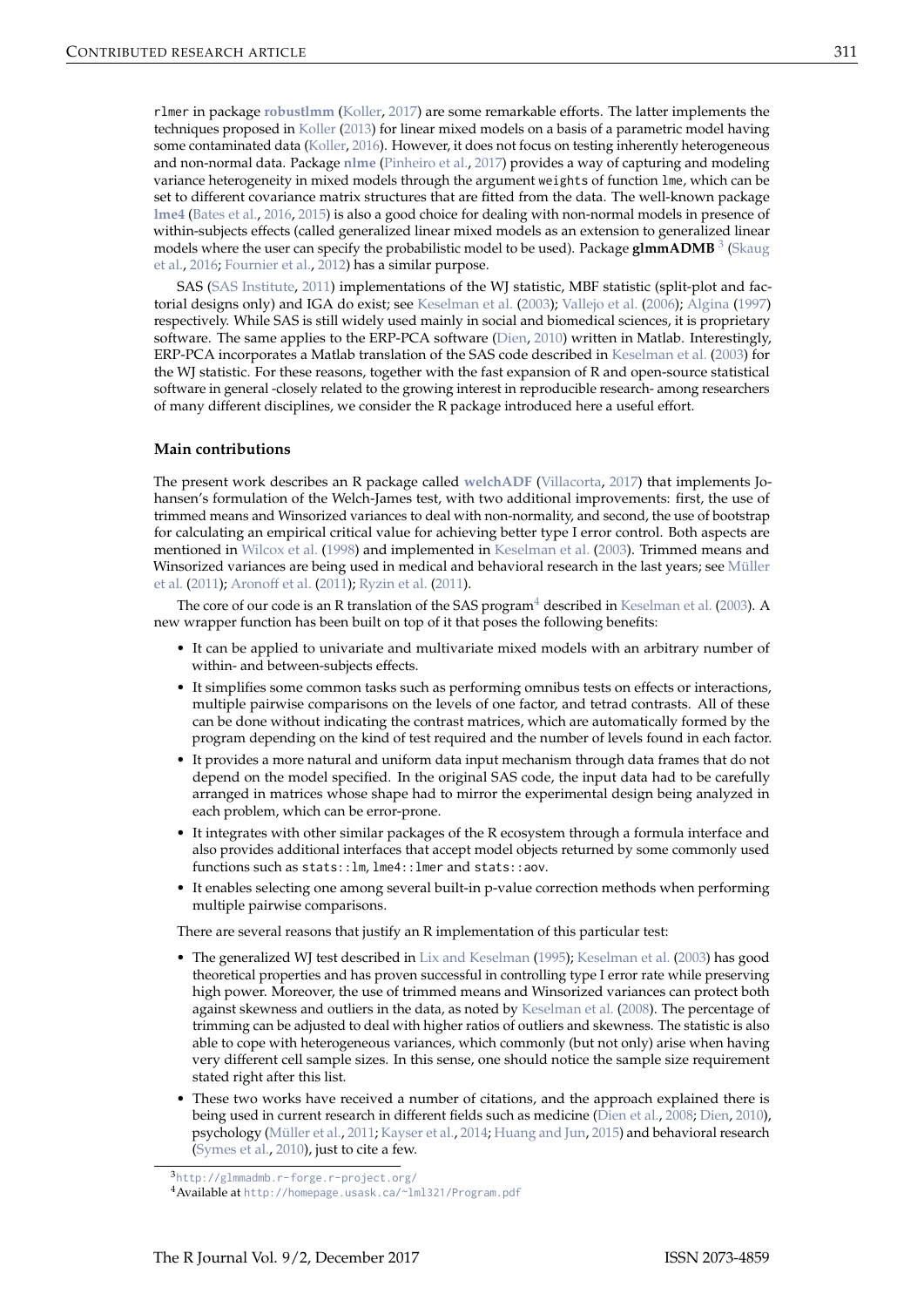rlmer in package **robustlmm** (Koller, 2017) are some remarkable efforts. The latter implements the techniques proposed in Koller (2013) for linear mixed models on a basis of a parametric model having some contaminated data (Koller, 2016). However, it does not focus on testing inherently heterogeneous and non-normal data. Package **nlme** (Pinheiro et al., 2017) provides a way of capturing and modeling variance heterogeneity in mixed models through the argument weights of function lme, which can be set to different covariance matrix structures that are fitted from the data. The well-known package **lme4** (Bates et al., 2016, 2015) is also a good choice for dealing with non-normal models in presence of within-subjects effects (called generalized linear mixed models as an extension to generalized linear models where the user can specify the probabilistic model to be used). Package **glmmADMB** [3] (Skaug et al., 2016; Fournier et al., 2012) has a similar purpose.

SAS (SAS Institute, 2011) implementations of the WJ statistic, MBF statistic (split-plot and factorial designs only) and IGA do exist; see Keselman et al. (2003); Vallejo et al. (2006); Algina (1997) respectively. While SAS is still widely used mainly in social and biomedical sciences, it is proprietary software. The same applies to the ERP-PCA software (Dien, 2010) written in Matlab. Interestingly, ERP-PCA incorporates a Matlab translation of the SAS code described in Keselman et al. (2003) for the WJ statistic. For these reasons, together with the fast expansion of R and open-source statistical software in general -closely related to the growing interest in reproducible research- among researchers of many different disciplines, we consider the R package introduced here a useful effort.

### Main contributions

The present work describes an R package called **welchADF** (Villacorta, 2017) that implements Johansen's formulation of the Welch-James test, with two additional improvements: first, the use of trimmed means and Winsorized variances to deal with non-normality, and second, the use of bootstrap for calculating an empirical critical value for achieving better type I error control. Both aspects are mentioned in Wilcox et al. (1998) and implemented in Keselman et al. (2003). Trimmed means and Winsorized variances are being used in medical and behavioral research in the last years; see Müller et al. (2011); Aronoff et al. (2011); Ryzin et al. (2011).

The core of our code is an R translation of the SAS program[4] described in Keselman et al. (2003). A new wrapper function has been built on top of it that poses the following benefits:

- It can be applied to univariate and multivariate mixed models with an arbitrary number of within- and between-subjects effects.
- It simplifies some common tasks such as performing omnibus tests on effects or interactions, multiple pairwise comparisons on the levels of one factor, and tetrad contrasts. All of these can be done without indicating the contrast matrices, which are automatically formed by the program depending on the kind of test required and the number of levels found in each factor.
- It provides a more natural and uniform data input mechanism through data frames that do not depend on the model specified. In the original SAS code, the input data had to be carefully arranged in matrices whose shape had to mirror the experimental design being analyzed in each problem, which can be error-prone.
- It integrates with other similar packages of the R ecosystem through a formula interface and also provides additional interfaces that accept model objects returned by some commonly used functions such as stats::lm, lme4::lmer and stats::aov.
- It enables selecting one among several built-in p-value correction methods when performing multiple pairwise comparisons.

There are several reasons that justify an R implementation of this particular test:

- The generalized WJ test described in Lix and Keselman (1995); Keselman et al. (2003) has good theoretical properties and has proven successful in controlling type I error rate while preserving high power. Moreover, the use of trimmed means and Winsorized variances can protect both against skewness and outliers in the data, as noted by Keselman et al. (2008). The percentage of trimming can be adjusted to deal with higher ratios of outliers and skewness. The statistic is also able to cope with heterogeneous variances, which commonly (but not only) arise when having very different cell sample sizes. In this sense, one should notice the sample size requirement stated right after this list.
- These two works have received a number of citations, and the approach explained there is being used in current research in different fields such as medicine (Dien et al., 2008; Dien, 2010), psychology (Müller et al., 2011; Kayser et al., 2014; Huang and Jun, 2015) and behavioral research (Symes et al., 2010), just to cite a few.

[3] http://glmmadmb.r-forge.r-project.org/

[4] Available at http://homepage.usask.ca/~lml321/Program.pdf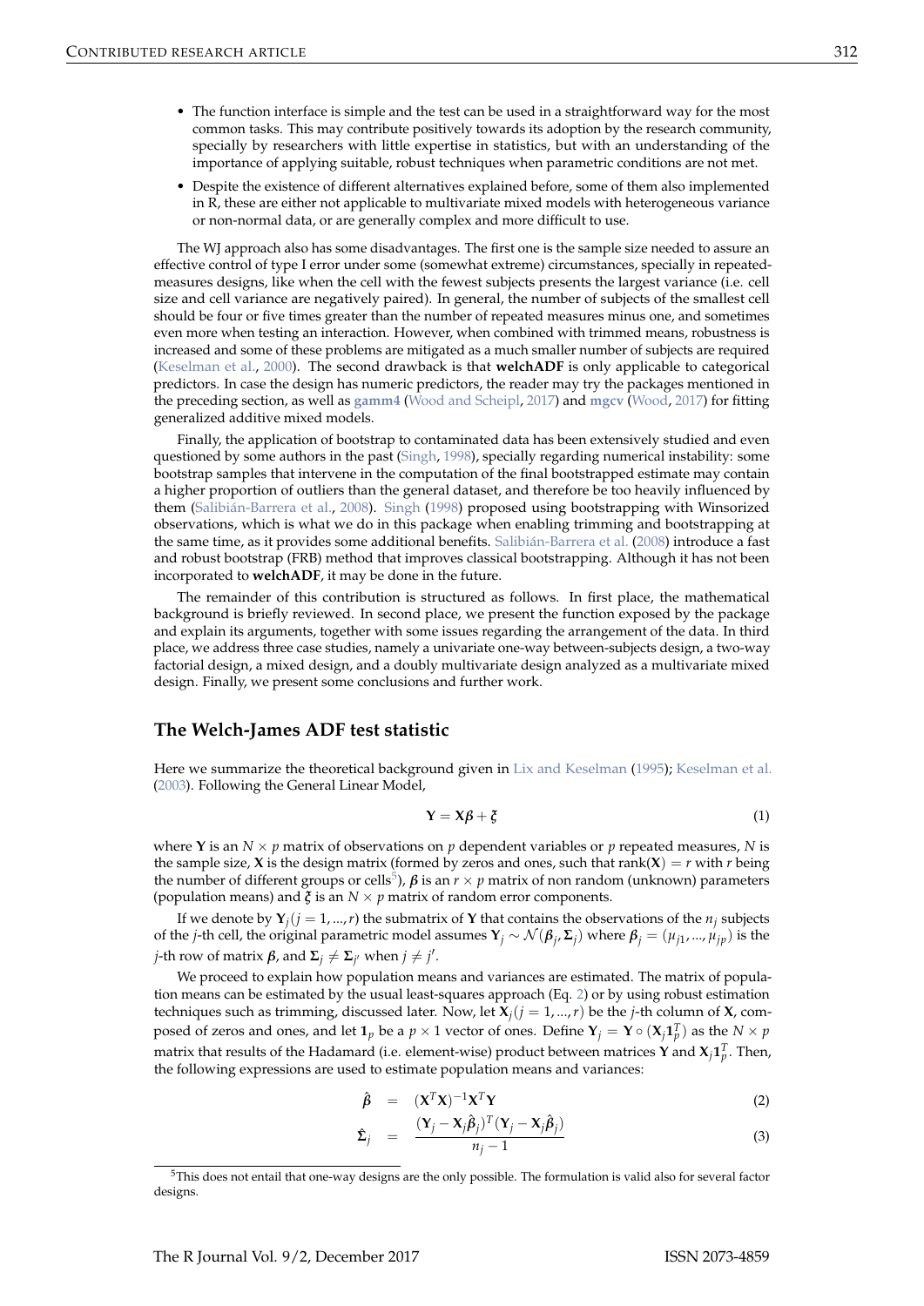- The function interface is simple and the test can be used in a straightforward way for the most common tasks. This may contribute positively towards its adoption by the research community, specially by researchers with little expertise in statistics, but with an understanding of the importance of applying suitable, robust techniques when parametric conditions are not met.
- Despite the existence of different alternatives explained before, some of them also implemented in R, these are either not applicable to multivariate mixed models with heterogeneous variance or non-normal data, or are generally complex and more difficult to use.

The WJ approach also has some disadvantages. The first one is the sample size needed to assure an effective control of type I error under some (somewhat extreme) circumstances, specially in repeated-measures designs, like when the cell with the fewest subjects presents the largest variance (i.e. cell size and cell variance are negatively paired). In general, the number of subjects of the smallest cell should be four or five times greater than the number of repeated measures minus one, and sometimes even more when testing an interaction. However, when combined with trimmed means, robustness is increased and some of these problems are mitigated as a much smaller number of subjects are required (Keselman et al., 2000). The second drawback is that **welchADF** is only applicable to categorical predictors. In case the design has numeric predictors, the reader may try the packages mentioned in the preceding section, as well as **gamm4** (Wood and Scheipl, 2017) and **mgcv** (Wood, 2017) for fitting generalized additive mixed models.

Finally, the application of bootstrap to contaminated data has been extensively studied and even questioned by some authors in the past (Singh, 1998), specially regarding numerical instability: some bootstrap samples that intervene in the computation of the final bootstrapped estimate may contain a higher proportion of outliers than the general dataset, and therefore be too heavily influenced by them (Salibián-Barrera et al., 2008). Singh (1998) proposed using bootstrapping with Winsorized observations, which is what we do in this package when enabling trimming and bootstrapping at the same time, as it provides some additional benefits. Salibián-Barrera et al. (2008) introduce a fast and robust bootstrap (FRB) method that improves classical bootstrapping. Although it has not been incorporated to **welchADF**, it may be done in the future.

The remainder of this contribution is structured as follows. In first place, the mathematical background is briefly reviewed. In second place, we present the function exposed by the package and explain its arguments, together with some issues regarding the arrangement of the data. In third place, we address three case studies, namely a univariate one-way between-subjects design, a two-way factorial design, a mixed design, and a doubly multivariate design analyzed as a multivariate mixed design. Finally, we present some conclusions and further work.

## The Welch-James ADF test statistic

Here we summarize the theoretical background given in Lix and Keselman (1995); Keselman et al. (2003). Following the General Linear Model,

$$\mathbf{Y} = \mathbf{X}\boldsymbol{\beta} + \boldsymbol{\xi} \tag{1}$$

where $\mathbf{Y}$ is an $N \times p$ matrix of observations on $p$ dependent variables or $p$ repeated measures, $N$ is the sample size, $\mathbf{X}$ is the design matrix (formed by zeros and ones, such that rank$(\mathbf{X}) = r$ with $r$ being the number of different groups or cells[5]), $\boldsymbol{\beta}$ is an $r \times p$ matrix of non random (unknown) parameters (population means) and $\boldsymbol{\xi}$ is an $N \times p$ matrix of random error components.

If we denote by $\mathbf{Y}_j (j = 1, ..., r)$ the submatrix of $\mathbf{Y}$ that contains the observations of the $n_j$ subjects of the $j$-th cell, the original parametric model assumes $\mathbf{Y}_j \sim \mathcal{N}(\boldsymbol{\beta}_j, \boldsymbol{\Sigma}_j)$ where $\boldsymbol{\beta}_j = (\mu_{j1}, ..., \mu_{jp})$ is the $j$-th row of matrix $\boldsymbol{\beta}$, and $\boldsymbol{\Sigma}_j \neq \boldsymbol{\Sigma}_{j'}$ when $j \neq j'$.

We proceed to explain how population means and variances are estimated. The matrix of population means can be estimated by the usual least-squares approach (Eq. 2) or by using robust estimation techniques such as trimming, discussed later. Now, let $\mathbf{X}_j (j = 1, ..., r)$ be the $j$-th column of $\mathbf{X}$, composed of zeros and ones, and let $\mathbf{1}_p$ be a $p \times 1$ vector of ones. Define $\mathbf{Y}_j = \mathbf{Y} \circ (\mathbf{X}_j \mathbf{1}_p^T)$ as the $N \times p$ matrix that results of the Hadamard (i.e. element-wise) product between matrices $\mathbf{Y}$ and $\mathbf{X}_j \mathbf{1}_p^T$. Then, the following expressions are used to estimate population means and variances:

$$\hat{\boldsymbol{\beta}} = (\mathbf{X}^T\mathbf{X})^{-1}\mathbf{X}^T\mathbf{Y} \tag{2}$$

$$\hat{\boldsymbol{\Sigma}}_j = \frac{(\mathbf{Y}_j - \mathbf{X}_j\hat{\boldsymbol{\beta}}_j)^T(\mathbf{Y}_j - \mathbf{X}_j\hat{\boldsymbol{\beta}}_j)}{n_j - 1} \tag{3}$$

[5] This does not entail that one-way designs are the only possible. The formulation is valid also for several factor designs.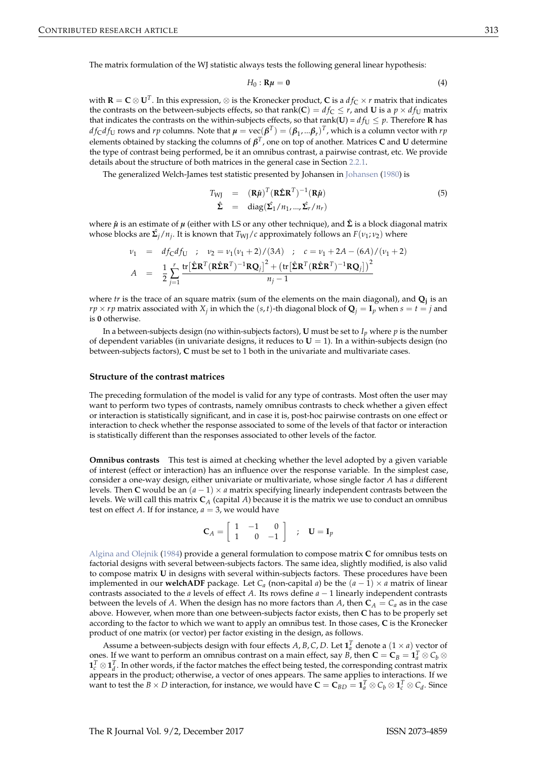The matrix formulation of the WJ statistic always tests the following general linear hypothesis:

$$H_0 : \mathbf{R}\boldsymbol{\mu} = \mathbf{0} \tag{4}$$

with $\mathbf{R} = \mathbf{C} \otimes \mathbf{U}^T$. In this expression, $\otimes$ is the Kronecker product, $\mathbf{C}$ is a $df_C \times r$ matrix that indicates the contrasts on the between-subjects effects, so that rank($\mathbf{C}$) = $df_C \leq r$, and $\mathbf{U}$ is a $p \times df_U$ matrix that indicates the contrasts on the within-subjects effects, so that rank($\mathbf{U}$) = $df_U \leq p$. Therefore $\mathbf{R}$ has $df_C df_U$ rows and $rp$ columns. Note that $\boldsymbol{\mu} = \text{vec}(\boldsymbol{\beta}^T) = (\boldsymbol{\beta}_1, ...\boldsymbol{\beta}_r)^T$, which is a column vector with $rp$ elements obtained by stacking the columns of $\boldsymbol{\beta}^T$, one on top of another. Matrices $\mathbf{C}$ and $\mathbf{U}$ determine the type of contrast being performed, be it an omnibus contrast, a pairwise contrast, etc. We provide details about the structure of both matrices in the general case in Section 2.2.1.

The generalized Welch-James test statistic presented by Johansen in Johansen (1980) is

$$\begin{aligned} T_{\text{WJ}} &= (\mathbf{R}\hat{\boldsymbol{\mu}})^T(\mathbf{R}\hat{\boldsymbol{\Sigma}}\mathbf{R}^T)^{-1}(\mathbf{R}\hat{\boldsymbol{\mu}}) \\ \hat{\boldsymbol{\Sigma}} &= \text{diag}(\hat{\boldsymbol{\Sigma}_1}/n_1, ..., \hat{\boldsymbol{\Sigma}_r}/n_r) \end{aligned} \tag{5}$$

where $\hat{\boldsymbol{\mu}}$ is an estimate of $\boldsymbol{\mu}$ (either with LS or any other technique), and $\hat{\boldsymbol{\Sigma}}$ is a block diagonal matrix whose blocks are $\hat{\boldsymbol{\Sigma}_j}/n_j$. It is known that $T_{\text{WJ}}/c$ approximately follows an $F(\nu_1; \nu_2)$ where

$$\begin{aligned} \nu_1 &= df_C df_U \quad ; \quad \nu_2 = \nu_1(\nu_1 + 2)/(3A) \quad ; \quad c = \nu_1 + 2A - (6A)/(\nu_1 + 2) \\ A &= \frac{1}{2}\sum_{j=1}^{r} \frac{\text{tr}\left[\hat{\boldsymbol{\Sigma}}\mathbf{R}^T(\mathbf{R}\hat{\boldsymbol{\Sigma}}\mathbf{R}^T)^{-1}\mathbf{R}\mathbf{Q}_j\right]^2 + \left(\text{tr}\left[\hat{\boldsymbol{\Sigma}}\mathbf{R}^T(\mathbf{R}\hat{\boldsymbol{\Sigma}}\mathbf{R}^T)^{-1}\mathbf{R}\mathbf{Q}_j\right]\right)^2}{n_j - 1} \end{aligned}$$

where $tr$ is the trace of an square matrix (sum of the elements on the main diagonal), and $\mathbf{Q_j}$ is an $rp \times rp$ matrix associated with $X_j$ in which the $(s,t)$-th diagonal block of $\mathbf{Q}_j = \mathbf{I}_p$ when $s = t = j$ and is $\mathbf{0}$ otherwise.

In a between-subjects design (no within-subjects factors), $\mathbf{U}$ must be set to $I_p$ where $p$ is the number of dependent variables (in univariate designs, it reduces to $\mathbf{U} = 1$). In a within-subjects design (no between-subjects factors), $\mathbf{C}$ must be set to 1 both in the univariate and multivariate cases.

### Structure of the contrast matrices

The preceding formulation of the model is valid for any type of contrasts. Most often the user may want to perform two types of contrasts, namely omnibus contrasts to check whether a given effect or interaction is statistically significant, and in case it is, post-hoc pairwise contrasts on one effect or interaction to check whether the response associated to some of the levels of that factor or interaction is statistically different than the responses associated to other levels of the factor.

**Omnibus contrasts** This test is aimed at checking whether the level adopted by a given variable of interest (effect or interaction) has an influence over the response variable. In the simplest case, consider a one-way design, either univariate or multivariate, whose single factor $A$ has $a$ different levels. Then $\mathbf{C}$ would be an $(a-1) \times a$ matrix specifying linearly independent contrasts between the levels. We will call this matrix $\mathbf{C}_A$ (capital $A$) because it is the matrix we use to conduct an omnibus test on effect $A$. If for instance, $a = 3$, we would have

$$\mathbf{C}_A = \begin{bmatrix} 1 & -1 & 0 \\ 1 & 0 & -1 \end{bmatrix} \quad ; \quad \mathbf{U} = \mathbf{I}_p$$

Algina and Olejnik (1984) provide a general formulation to compose matrix $\mathbf{C}$ for omnibus tests on factorial designs with several between-subjects factors. The same idea, slightly modified, is also valid to compose matrix $\mathbf{U}$ in designs with several within-subjects factors. These procedures have been implemented in our **welchADF** package. Let $C_a$ (non-capital $a$) be the $(a-1) \times a$ matrix of linear contrasts associated to the $a$ levels of effect $A$. Its rows define $a-1$ linearly independent contrasts between the levels of $A$. When the design has no more factors than $A$, then $\mathbf{C}_A = C_a$ as in the case above. However, when more than one between-subjects factor exists, then $\mathbf{C}$ has to be properly set according to the factor to which we want to apply an omnibus test. In those cases, $\mathbf{C}$ is the Kronecker product of one matrix (or vector) per factor existing in the design, as follows.

Assume a between-subjects design with four effects $A, B, C, D$. Let $\mathbf{1}_a^T$ denote a $(1 \times a)$ vector of ones. If we want to perform an omnibus contrast on a main effect, say $B$, then $\mathbf{C} = \mathbf{C}_B = \mathbf{1}_a^T \otimes C_b \otimes \mathbf{1}_c^T \otimes \mathbf{1}_d^T$. In other words, if the factor matches the effect being tested, the corresponding contrast matrix appears in the product; otherwise, a vector of ones appears. The same applies to interactions. If we want to test the $B \times D$ interaction, for instance, we would have $\mathbf{C} = \mathbf{C}_{BD} = \mathbf{1}_a^T \otimes C_b \otimes \mathbf{1}_c^T \otimes C_d$. Since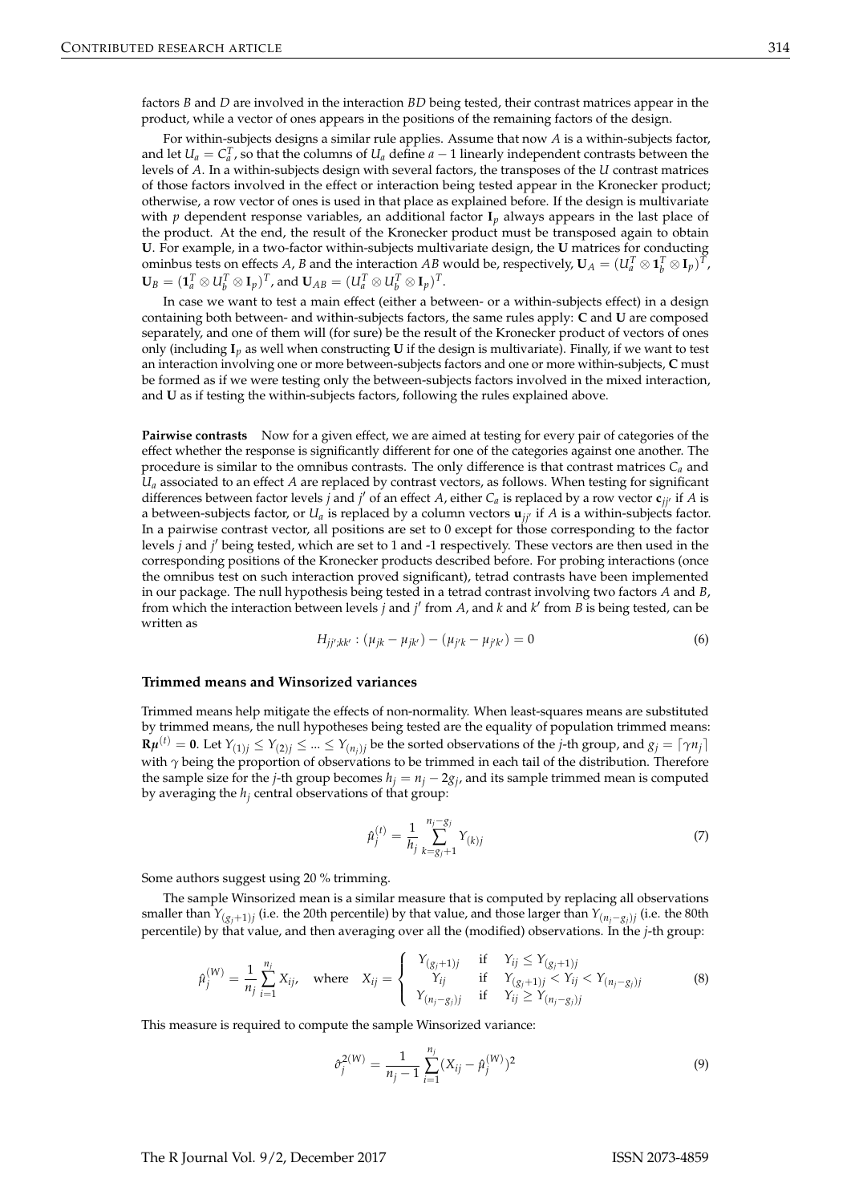factors $B$ and $D$ are involved in the interaction $BD$ being tested, their contrast matrices appear in the product, while a vector of ones appears in the positions of the remaining factors of the design.

For within-subjects designs a similar rule applies. Assume that now $A$ is a within-subjects factor, and let $U_a = C_a^T$, so that the columns of $U_a$ define $a-1$ linearly independent contrasts between the levels of $A$. In a within-subjects design with several factors, the transposes of the $U$ contrast matrices of those factors involved in the effect or interaction being tested appear in the Kronecker product; otherwise, a row vector of ones is used in that place as explained before. If the design is multivariate with $p$ dependent response variables, an additional factor $\mathbf{I}_p$ always appears in the last place of the product. At the end, the result of the Kronecker product must be transposed again to obtain $\mathbf{U}$. For example, in a two-factor within-subjects multivariate design, the $\mathbf{U}$ matrices for conducting ominbus tests on effects $A$, $B$ and the interaction $AB$ would be, respectively, $\mathbf{U}_A = (U_a^T \otimes \mathbf{1}_b^T \otimes \mathbf{I}_p)^T$, $\mathbf{U}_B = (\mathbf{1}_a^T \otimes U_b^T \otimes \mathbf{I}_p)^T$, and $\mathbf{U}_{AB} = (U_a^T \otimes U_b^T \otimes \mathbf{I}_p)^T$.

In case we want to test a main effect (either a between- or a within-subjects effect) in a design containing both between- and within-subjects factors, the same rules apply: $\mathbf{C}$ and $\mathbf{U}$ are composed separately, and one of them will (for sure) be the result of the Kronecker product of vectors of ones only (including $\mathbf{I}_p$ as well when constructing $\mathbf{U}$ if the design is multivariate). Finally, if we want to test an interaction involving one or more between-subjects factors and one or more within-subjects, $\mathbf{C}$ must be formed as if we were testing only the between-subjects factors involved in the mixed interaction, and $\mathbf{U}$ as if testing the within-subjects factors, following the rules explained above.

**Pairwise contrasts** Now for a given effect, we are aimed at testing for every pair of categories of the effect whether the response is significantly different for one of the categories against one another. The procedure is similar to the omnibus contrasts. The only difference is that contrast matrices $C_a$ and $U_a$ associated to an effect $A$ are replaced by contrast vectors, as follows. When testing for significant differences between factor levels $j$ and $j'$ of an effect $A$, either $C_a$ is replaced by a row vector $\mathbf{c}_{jj'}$ if $A$ is a between-subjects factor, or $U_a$ is replaced by a column vectors $\mathbf{u}_{jj'}$ if $A$ is a within-subjects factor. In a pairwise contrast vector, all positions are set to 0 except for those corresponding to the factor levels $j$ and $j'$ being tested, which are set to 1 and -1 respectively. These vectors are then used in the corresponding positions of the Kronecker products described before. For probing interactions (once the omnibus test on such interaction proved significant), tetrad contrasts have been implemented in our package. The null hypothesis being tested in a tetrad contrast involving two factors $A$ and $B$, from which the interaction between levels $j$ and $j'$ from $A$, and $k$ and $k'$ from $B$ is being tested, can be written as

$$H_{jj';kk'} : (\mu_{jk} - \mu_{jk'}) - (\mu_{j'k} - \mu_{j'k'}) = 0 \tag{6}$$

### Trimmed means and Winsorized variances

Trimmed means help mitigate the effects of non-normality. When least-squares means are substituted by trimmed means, the null hypotheses being tested are the equality of population trimmed means: $\mathbf{R}\boldsymbol{\mu}^{(t)} = \mathbf{0}$. Let $Y_{(1)j} \leq Y_{(2)j} \leq ... \leq Y_{(n_j)j}$ be the sorted observations of the $j$-th group, and $g_j = \lceil \gamma n_j \rceil$ with $\gamma$ being the proportion of observations to be trimmed in each tail of the distribution. Therefore the sample size for the $j$-th group becomes $h_j = n_j - 2g_j$, and its sample trimmed mean is computed by averaging the $h_j$ central observations of that group:

$$\hat{\mu}_j^{(t)} = \frac{1}{h_j} \sum_{k=g_j+1}^{n_j - g_j} Y_{(k)j} \tag{7}$$

Some authors suggest using 20 % trimming.

The sample Winsorized mean is a similar measure that is computed by replacing all observations smaller than $Y_{(g_j+1)j}$ (i.e. the 20th percentile) by that value, and those larger than $Y_{(n_j-g_j)j}$ (i.e. the 80th percentile) by that value, and then averaging over all the (modified) observations. In the $j$-th group:

$$\hat{\mu}_j^{(W)} = \frac{1}{n_j} \sum_{i=1}^{n_j} X_{ij}, \quad \text{where} \quad X_{ij} = \begin{cases} Y_{(g_j+1)j} & \text{if} \quad Y_{ij} \leq Y_{(g_j+1)j} \\ Y_{ij} & \text{if} \quad Y_{(g_j+1)j} < Y_{ij} < Y_{(n_j-g_j)j} \\ Y_{(n_j-g_j)j} & \text{if} \quad Y_{ij} \geq Y_{(n_j-g_j)j} \end{cases} \tag{8}$$

This measure is required to compute the sample Winsorized variance:

$$\hat{\sigma}_j^{2(W)} = \frac{1}{n_j - 1} \sum_{i=1}^{n_j} (X_{ij} - \hat{\mu}_j^{(W)})^2 \tag{9}$$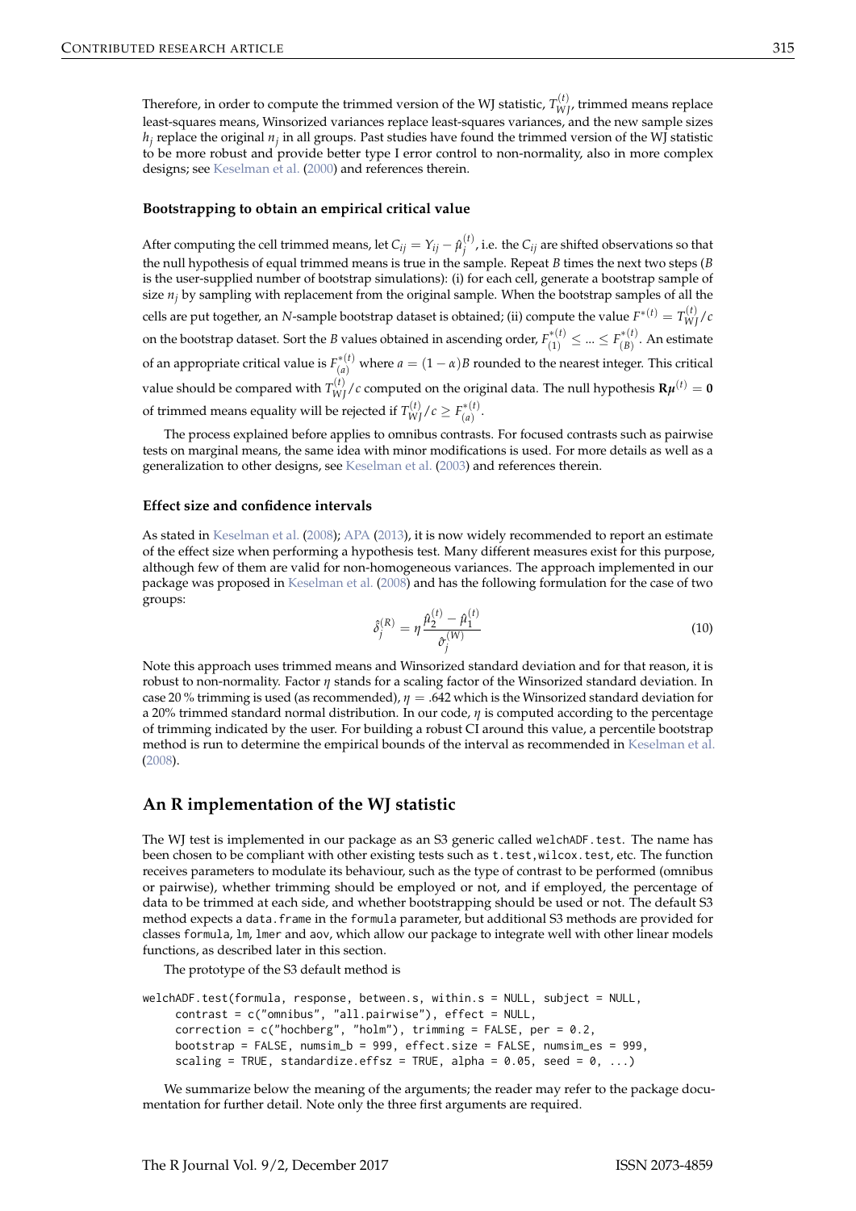Therefore, in order to compute the trimmed version of the WJ statistic, $T_{WJ}^{(t)}$, trimmed means replace least-squares means, Winsorized variances replace least-squares variances, and the new sample sizes $h_j$ replace the original $n_j$ in all groups. Past studies have found the trimmed version of the WJ statistic to be more robust and provide better type I error control to non-normality, also in more complex designs; see Keselman et al. (2000) and references therein.

#### Bootstrapping to obtain an empirical critical value

After computing the cell trimmed means, let $C_{ij} = Y_{ij} - \hat{\mu}_j^{(t)}$, i.e. the $C_{ij}$ are shifted observations so that the null hypothesis of equal trimmed means is true in the sample. Repeat $B$ times the next two steps ($B$ is the user-supplied number of bootstrap simulations): (i) for each cell, generate a bootstrap sample of size $n_j$ by sampling with replacement from the original sample. When the bootstrap samples of all the cells are put together, an $N$-sample bootstrap dataset is obtained; (ii) compute the value $F^{*(t)} = T_{WJ}^{(t)}/c$ on the bootstrap dataset. Sort the $B$ values obtained in ascending order, $F_{(1)}^{*(t)} \leq ... \leq F_{(B)}^{*(t)}$. An estimate of an appropriate critical value is $F_{(a)}^{*(t)}$ where $a = (1-\alpha)B$ rounded to the nearest integer. This critical value should be compared with $T_{WJ}^{(t)}/c$ computed on the original data. The null hypothesis $\mathbf{R}\boldsymbol{\mu}^{(t)} = \mathbf{0}$ of trimmed means equality will be rejected if $T_{WJ}^{(t)}/c \geq F_{(a)}^{*(t)}$.

The process explained before applies to omnibus contrasts. For focused contrasts such as pairwise tests on marginal means, the same idea with minor modifications is used. For more details as well as a generalization to other designs, see Keselman et al. (2003) and references therein.

#### Effect size and confidence intervals

As stated in Keselman et al. (2008); APA (2013), it is now widely recommended to report an estimate of the effect size when performing a hypothesis test. Many different measures exist for this purpose, although few of them are valid for non-homogeneous variances. The approach implemented in our package was proposed in Keselman et al. (2008) and has the following formulation for the case of two groups:

$$\hat{\delta}_j^{(R)} = \eta \frac{\hat{\mu}_2^{(t)} - \hat{\mu}_1^{(t)}}{\hat{\sigma}_j^{(W)}} \tag{10}$$

Note this approach uses trimmed means and Winsorized standard deviation and for that reason, it is robust to non-normality. Factor $\eta$ stands for a scaling factor of the Winsorized standard deviation. In case 20 % trimming is used (as recommended), $\eta = .642$ which is the Winsorized standard deviation for a 20% trimmed standard normal distribution. In our code, $\eta$ is computed according to the percentage of trimming indicated by the user. For building a robust CI around this value, a percentile bootstrap method is run to determine the empirical bounds of the interval as recommended in Keselman et al. (2008).

## An R implementation of the WJ statistic

The WJ test is implemented in our package as an S3 generic called `welchADF.test`. The name has been chosen to be compliant with other existing tests such as `t.test`, `wilcox.test`, etc. The function receives parameters to modulate its behaviour, such as the type of contrast to be performed (omnibus or pairwise), whether trimming should be employed or not, and if employed, the percentage of data to be trimmed at each side, and whether bootstrapping should be used or not. The default S3 method expects a `data.frame` in the `formula` parameter, but additional S3 methods are provided for classes `formula`, `lm`, `lmer` and `aov`, which allow our package to integrate well with other linear models functions, as described later in this section.

The prototype of the S3 default method is

```
welchADF.test(formula, response, between.s, within.s = NULL, subject = NULL,
     contrast = c("omnibus", "all.pairwise"), effect = NULL,
     correction = c("hochberg", "holm"), trimming = FALSE, per = 0.2,
     bootstrap = FALSE, numsim_b = 999, effect.size = FALSE, numsim_es = 999,
     scaling = TRUE, standardize.effsz = TRUE, alpha = 0.05, seed = 0, ...)
```

We summarize below the meaning of the arguments; the reader may refer to the package documentation for further detail. Note only the three first arguments are required.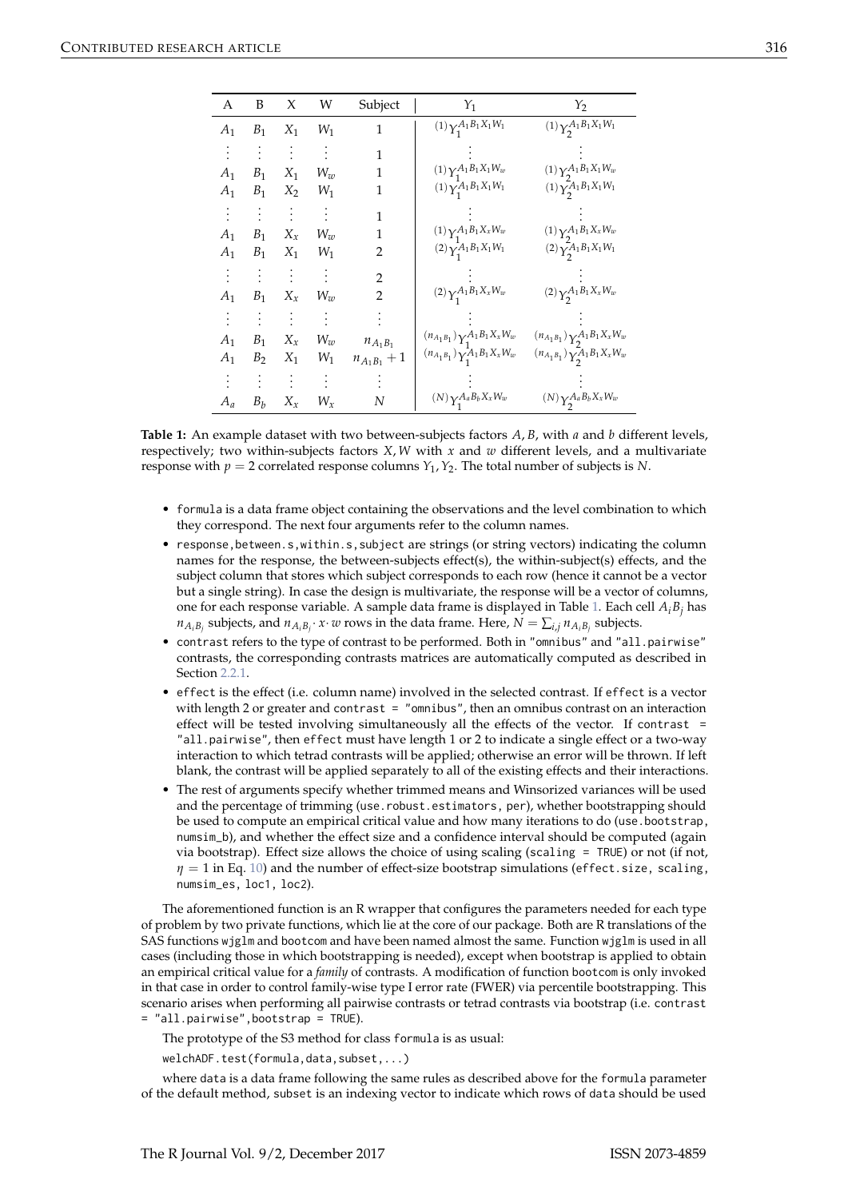| A | B | X | W | Subject | $Y_1$ | $Y_2$ |
|---|---|---|---|---|---|---|
| $A_1$ | $B_1$ | $X_1$ | $W_1$ | 1 | $^{(1)}Y_1^{A_1B_1X_1W_1}$ | $^{(1)}Y_2^{A_1B_1X_1W_1}$ |
| $\vdots$ | $\vdots$ | $\vdots$ | $\vdots$ | 1 | $\vdots$ | $\vdots$ |
| $A_1$ | $B_1$ | $X_1$ | $W_w$ | 1 | $^{(1)}Y_1^{A_1B_1X_1W_w}$ | $^{(1)}Y_2^{A_1B_1X_1W_w}$ |
| $A_1$ | $B_1$ | $X_2$ | $W_1$ | 1 | $^{(1)}Y_1^{A_1B_1X_1W_1}$ | $^{(1)}Y_2^{A_1B_1X_1W_1}$ |
| $\vdots$ | $\vdots$ | $\vdots$ | $\vdots$ | 1 | $\vdots$ | $\vdots$ |
| $A_1$ | $B_1$ | $X_x$ | $W_w$ | 1 | $^{(1)}Y_1^{A_1B_1X_xW_w}$ | $^{(1)}Y_2^{A_1B_1X_xW_w}$ |
| $A_1$ | $B_1$ | $X_1$ | $W_1$ | 2 | $^{(2)}Y_1^{A_1B_1X_1W_1}$ | $^{(2)}Y_2^{A_1B_1X_1W_1}$ |
| $\vdots$ | $\vdots$ | $\vdots$ | $\vdots$ | 2 | $\vdots$ | $\vdots$ |
| $A_1$ | $B_1$ | $X_x$ | $W_w$ | 2 | $^{(2)}Y_1^{A_1B_1X_xW_w}$ | $^{(2)}Y_2^{A_1B_1X_xW_w}$ |
| $\vdots$ | $\vdots$ | $\vdots$ | $\vdots$ | $\vdots$ | $\vdots$ | $\vdots$ |
| $A_1$ | $B_1$ | $X_x$ | $W_w$ | $n_{A_1B_1}$ | $^{(n_{A_1B_1})}Y_1^{A_1B_1X_xW_w}$ | $^{(n_{A_1B_1})}Y_2^{A_1B_1X_xW_w}$ |
| $A_1$ | $B_2$ | $X_1$ | $W_1$ | $n_{A_1B_1}+1$ | $^{(n_{A_1B_1})}Y_1^{A_1B_1X_xW_w}$ | $^{(n_{A_1B_1})}Y_2^{A_1B_1X_xW_w}$ |
| $\vdots$ | $\vdots$ | $\vdots$ | $\vdots$ | $\vdots$ | $\vdots$ | $\vdots$ |
| $A_a$ | $B_b$ | $X_x$ | $W_x$ | $N$ | $^{(N)}Y_1^{A_aB_bX_xW_w}$ | $^{(N)}Y_2^{A_aB_bX_xW_w}$ |

**Table 1:** An example dataset with two between-subjects factors $A, B$, with $a$ and $b$ different levels, respectively; two within-subjects factors $X, W$ with $x$ and $w$ different levels, and a multivariate response with $p = 2$ correlated response columns $Y_1, Y_2$. The total number of subjects is $N$.

- formula is a data frame object containing the observations and the level combination to which they correspond. The next four arguments refer to the column names.
- response,between.s,within.s,subject are strings (or string vectors) indicating the column names for the response, the between-subjects effect(s), the within-subject(s) effects, and the subject column that stores which subject corresponds to each row (hence it cannot be a vector but a single string). In case the design is multivariate, the response will be a vector of columns, one for each response variable. A sample data frame is displayed in Table 1. Each cell $A_iB_j$ has $n_{A_iB_j}$ subjects, and $n_{A_iB_j} \cdot x \cdot w$ rows in the data frame. Here, $N = \sum_{i,j} n_{A_iB_j}$ subjects.
- contrast refers to the type of contrast to be performed. Both in "omnibus" and "all.pairwise" contrasts, the corresponding contrasts matrices are automatically computed as described in Section 2.2.1.
- effect is the effect (i.e. column name) involved in the selected contrast. If effect is a vector with length 2 or greater and contrast = "omnibus", then an omnibus contrast on an interaction effect will be tested involving simultaneously all the effects of the vector. If contrast = "all.pairwise", then effect must have length 1 or 2 to indicate a single effect or a two-way interaction to which tetrad contrasts will be applied; otherwise an error will be thrown. If left blank, the contrast will be applied separately to all of the existing effects and their interactions.
- The rest of arguments specify whether trimmed means and Winsorized variances will be used and the percentage of trimming (use.robust.estimators, per), whether bootstrapping should be used to compute an empirical critical value and how many iterations to do (use.bootstrap, numsim_b), and whether the effect size and a confidence interval should be computed (again via bootstrap). Effect size allows the choice of using scaling (scaling = TRUE) or not (if not, $\eta = 1$ in Eq. 10) and the number of effect-size bootstrap simulations (effect.size, scaling, numsim_es, loc1, loc2).

The aforementioned function is an R wrapper that configures the parameters needed for each type of problem by two private functions, which lie at the core of our package. Both are R translations of the SAS functions wjglm and bootcom and have been named almost the same. Function wjglm is used in all cases (including those in which bootstrapping is needed), except when bootstrap is applied to obtain an empirical critical value for a *family* of contrasts. A modification of function bootcom is only invoked in that case in order to control family-wise type I error rate (FWER) via percentile bootstrapping. This scenario arises when performing all pairwise contrasts or tetrad contrasts via bootstrap (i.e. contrast = "all.pairwise",bootstrap = TRUE).

The prototype of the S3 method for class formula is as usual:

```
welchADF.test(formula,data,subset,...)
```

where data is a data frame following the same rules as described above for the formula parameter of the default method, subset is an indexing vector to indicate which rows of data should be used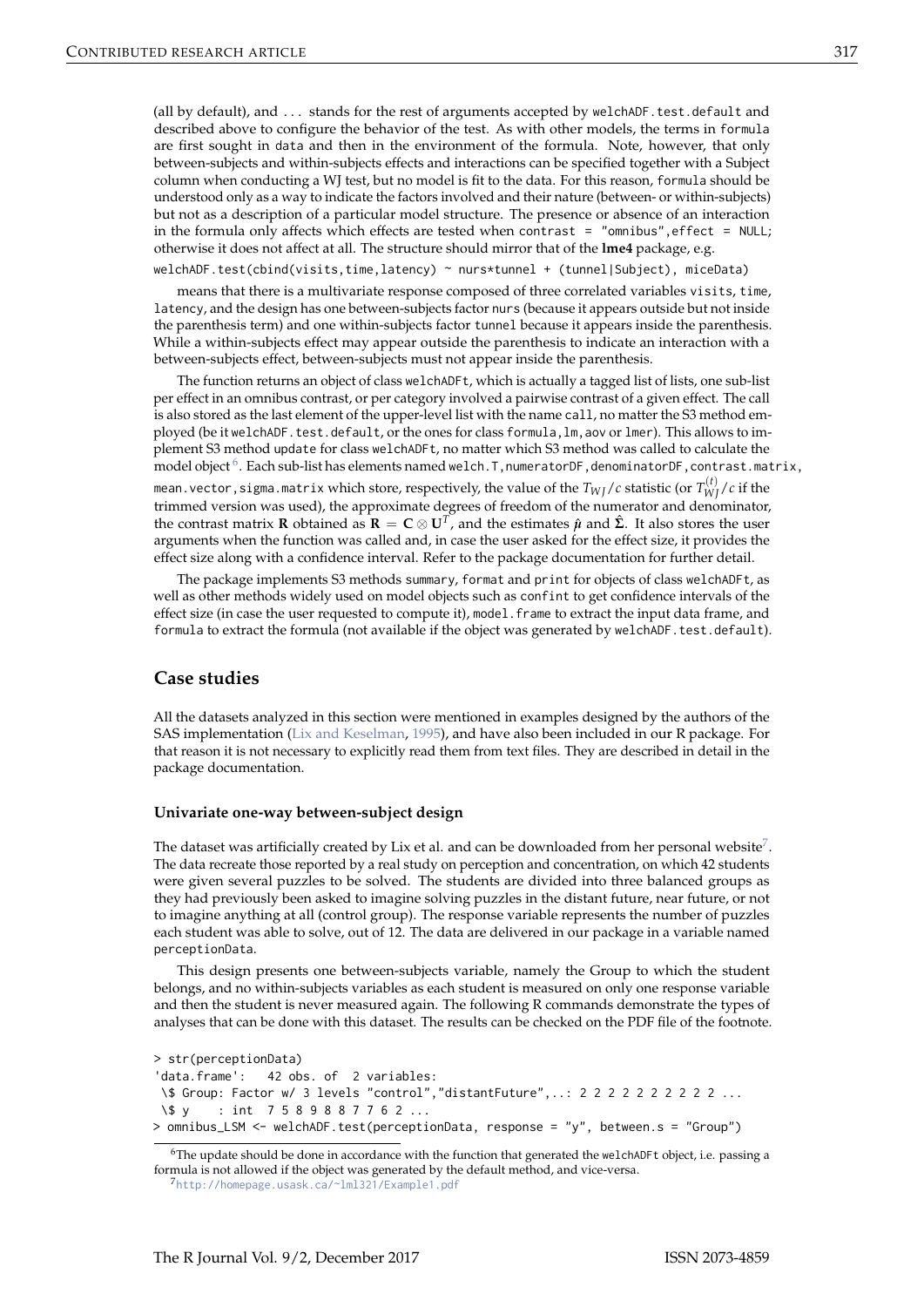(all by default), and ... stands for the rest of arguments accepted by `welchADF.test.default` and described above to configure the behavior of the test. As with other models, the terms in `formula` are first sought in `data` and then in the environment of the formula. Note, however, that only between-subjects and within-subjects effects and interactions can be specified together with a Subject column when conducting a WJ test, but no model is fit to the data. For this reason, `formula` should be understood only as a way to indicate the factors involved and their nature (between- or within-subjects) but not as a description of a particular model structure. The presence or absence of an interaction in the formula only affects which effects are tested when `contrast = "omnibus",effect = NULL`; otherwise it does not affect at all. The structure should mirror that of the **lme4** package, e.g.

```
welchADF.test(cbind(visits,time,latency) ~ nurs*tunnel + (tunnel|Subject), miceData)
```

means that there is a multivariate response composed of three correlated variables `visits`, `time`, `latency`, and the design has one between-subjects factor `nurs` (because it appears outside but not inside the parenthesis term) and one within-subjects factor `tunnel` because it appears inside the parenthesis. While a within-subjects effect may appear outside the parenthesis to indicate an interaction with a between-subjects effect, between-subjects must not appear inside the parenthesis.

The function returns an object of class `welchADFt`, which is actually a tagged list of lists, one sub-list per effect in an omnibus contrast, or per category involved a pairwise contrast of a given effect. The call is also stored as the last element of the upper-level list with the name `call`, no matter the S3 method employed (be it `welchADF.test.default`, or the ones for class `formula`, `lm`, `aov` or `lmer`). This allows to implement S3 method `update` for class `welchADFt`, no matter which S3 method was called to calculate the model object [6]. Each sub-list has elements named `welch.T`, `numeratorDF`, `denominatorDF`, `contrast.matrix`, `mean.vector`, `sigma.matrix` which store, respectively, the value of the $T_{WJ}/c$ statistic (or $T_{WJ}^{(t)}/c$ if the trimmed version was used), the approximate degrees of freedom of the numerator and denominator, the contrast matrix $\mathbf{R}$ obtained as $\mathbf{R} = \mathbf{C} \otimes \mathbf{U}^T$, and the estimates $\hat{\boldsymbol{\mu}}$ and $\hat{\boldsymbol{\Sigma}}$. It also stores the user arguments when the function was called and, in case the user asked for the effect size, it provides the effect size along with a confidence interval. Refer to the package documentation for further detail.

The package implements S3 methods `summary`, `format` and `print` for objects of class `welchADFt`, as well as other methods widely used on model objects such as `confint` to get confidence intervals of the effect size (in case the user requested to compute it), `model.frame` to extract the input data frame, and `formula` to extract the formula (not available if the object was generated by `welchADF.test.default`).

## Case studies

All the datasets analyzed in this section were mentioned in examples designed by the authors of the SAS implementation (Lix and Keselman, 1995), and have also been included in our R package. For that reason it is not necessary to explicitly read them from text files. They are described in detail in the package documentation.

### Univariate one-way between-subject design

The dataset was artificially created by Lix et al. and can be downloaded from her personal website[7]. The data recreate those reported by a real study on perception and concentration, on which 42 students were given several puzzles to be solved. The students are divided into three balanced groups as they had previously been asked to imagine solving puzzles in the distant future, near future, or not to imagine anything at all (control group). The response variable represents the number of puzzles each student was able to solve, out of 12. The data are delivered in our package in a variable named `perceptionData`.

This design presents one between-subjects variable, namely the Group to which the student belongs, and no within-subjects variables as each student is measured on only one response variable and then the student is never measured again. The following R commands demonstrate the types of analyses that can be done with this dataset. The results can be checked on the PDF file of the footnote.

```
> str(perceptionData)
'data.frame':   42 obs. of  2 variables:
 \$ Group: Factor w/ 3 levels "control","distantFuture",..: 2 2 2 2 2 2 2 2 2 2 ...
 \$ y    : int  7 5 8 9 8 8 7 7 6 2 ...
> omnibus_LSM <- welchADF.test(perceptionData, response = "y", between.s = "Group")
```

[6] The update should be done in accordance with the function that generated the `welchADFt` object, i.e. passing a formula is not allowed if the object was generated by the default method, and vice-versa.

[7] http://homepage.usask.ca/~lml321/Example1.pdf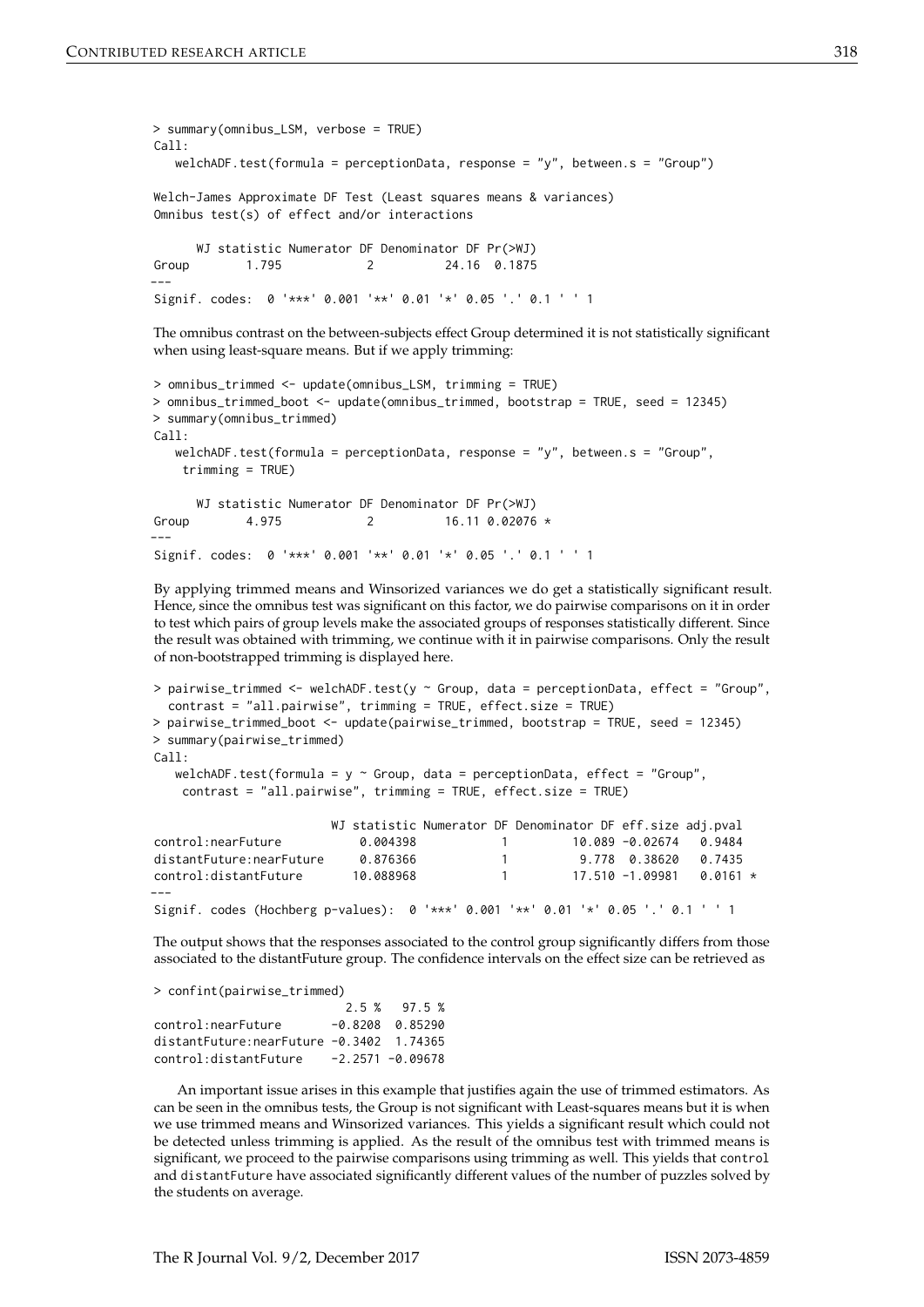```
> summary(omnibus_LSM, verbose = TRUE)
Call:
   welchADF.test(formula = perceptionData, response = "y", between.s = "Group")

Welch-James Approximate DF Test (Least squares means & variances)
Omnibus test(s) of effect and/or interactions

      WJ statistic Numerator DF Denominator DF Pr(>WJ)
Group        1.795            2          24.16  0.1875
---
Signif. codes:  0 '***' 0.001 '**' 0.01 '*' 0.05 '.' 0.1 ' ' 1
```

The omnibus contrast on the between-subjects effect Group determined it is not statistically significant when using least-square means. But if we apply trimming:

```
> omnibus_trimmed <- update(omnibus_LSM, trimming = TRUE)
> omnibus_trimmed_boot <- update(omnibus_trimmed, bootstrap = TRUE, seed = 12345)
> summary(omnibus_trimmed)
Call:
   welchADF.test(formula = perceptionData, response = "y", between.s = "Group",
    trimming = TRUE)

      WJ statistic Numerator DF Denominator DF Pr(>WJ)
Group        4.975            2          16.11 0.02076 *
---
Signif. codes:  0 '***' 0.001 '**' 0.01 '*' 0.05 '.' 0.1 ' ' 1
```

By applying trimmed means and Winsorized variances we do get a statistically significant result. Hence, since the omnibus test was significant on this factor, we do pairwise comparisons on it in order to test which pairs of group levels make the associated groups of responses statistically different. Since the result was obtained with trimming, we continue with it in pairwise comparisons. Only the result of non-bootstrapped trimming is displayed here.

```
> pairwise_trimmed <- welchADF.test(y ~ Group, data = perceptionData, effect = "Group",
  contrast = "all.pairwise", trimming = TRUE, effect.size = TRUE)
> pairwise_trimmed_boot <- update(pairwise_trimmed, bootstrap = TRUE, seed = 12345)
> summary(pairwise_trimmed)
Call:
   welchADF.test(formula = y ~ Group, data = perceptionData, effect = "Group",
    contrast = "all.pairwise", trimming = TRUE, effect.size = TRUE)

                        WJ statistic Numerator DF Denominator DF eff.size adj.pval
control:nearFuture          0.004398            1         10.089 -0.02674   0.9484
distantFuture:nearFuture    0.876366            1          9.778  0.38620   0.7435
control:distantFuture      10.088968            1         17.510 -1.09981   0.0161 *
---
Signif. codes (Hochberg p-values):  0 '***' 0.001 '**' 0.01 '*' 0.05 '.' 0.1 ' ' 1
```

The output shows that the responses associated to the control group significantly differs from those associated to the distantFuture group. The confidence intervals on the effect size can be retrieved as

```
> confint(pairwise_trimmed)
                           2.5 %   97.5 %
control:nearFuture       -0.8208  0.85290
distantFuture:nearFuture -0.3402  1.74365
control:distantFuture    -2.2571 -0.09678
```

An important issue arises in this example that justifies again the use of trimmed estimators. As can be seen in the omnibus tests, the Group is not significant with Least-squares means but it is when we use trimmed means and Winsorized variances. This yields a significant result which could not be detected unless trimming is applied. As the result of the omnibus test with trimmed means is significant, we proceed to the pairwise comparisons using trimming as well. This yields that `control` and `distantFuture` have associated significantly different values of the number of puzzles solved by the students on average.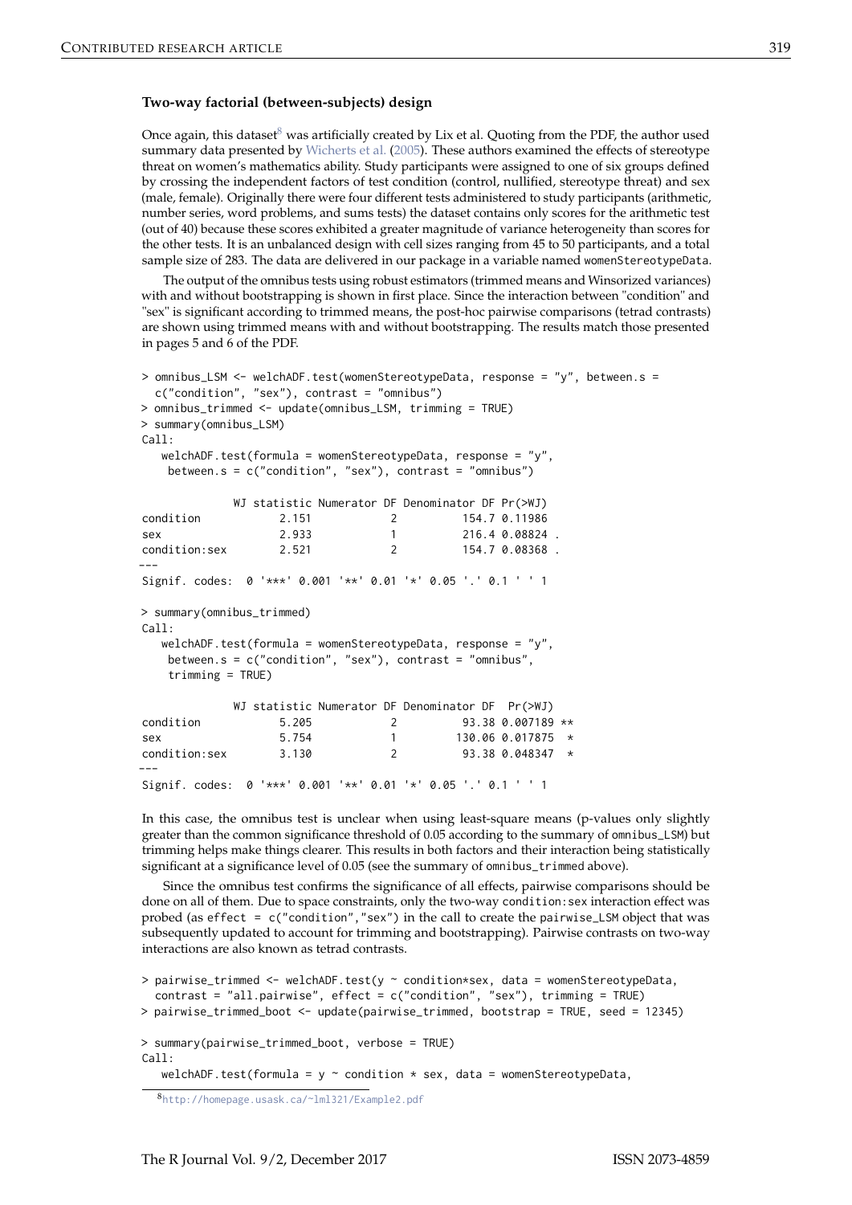### Two-way factorial (between-subjects) design

Once again, this dataset[8] was artificially created by Lix et al. Quoting from the PDF, the author used summary data presented by Wicherts et al. (2005). These authors examined the effects of stereotype threat on women's mathematics ability. Study participants were assigned to one of six groups defined by crossing the independent factors of test condition (control, nullified, stereotype threat) and sex (male, female). Originally there were four different tests administered to study participants (arithmetic, number series, word problems, and sums tests) the dataset contains only scores for the arithmetic test (out of 40) because these scores exhibited a greater magnitude of variance heterogeneity than scores for the other tests. It is an unbalanced design with cell sizes ranging from 45 to 50 participants, and a total sample size of 283. The data are delivered in our package in a variable named `womenStereotypeData`.

The output of the omnibus tests using robust estimators (trimmed means and Winsorized variances) with and without bootstrapping is shown in first place. Since the interaction between "condition" and "sex" is significant according to trimmed means, the post-hoc pairwise comparisons (tetrad contrasts) are shown using trimmed means with and without bootstrapping. The results match those presented in pages 5 and 6 of the PDF.

```
> omnibus_LSM <- welchADF.test(womenStereotypeData, response = "y", between.s =
  c("condition", "sex"), contrast = "omnibus")
> omnibus_trimmed <- update(omnibus_LSM, trimming = TRUE)
> summary(omnibus_LSM)
Call:
   welchADF.test(formula = womenStereotypeData, response = "y",
    between.s = c("condition", "sex"), contrast = "omnibus")

             WJ statistic Numerator DF Denominator DF Pr(>WJ)
condition           2.151            2          154.7 0.11986
sex                 2.933            1          216.4 0.08824 .
condition:sex       2.521            2          154.7 0.08368 .
---
Signif. codes:  0 '***' 0.001 '**' 0.01 '*' 0.05 '.' 0.1 ' ' 1

> summary(omnibus_trimmed)
Call:
   welchADF.test(formula = womenStereotypeData, response = "y",
    between.s = c("condition", "sex"), contrast = "omnibus",
    trimming = TRUE)

             WJ statistic Numerator DF Denominator DF  Pr(>WJ)
condition           5.205            2          93.38 0.007189 **
sex                 5.754            1         130.06 0.017875  *
condition:sex       3.130            2          93.38 0.048347  *
---
Signif. codes:  0 '***' 0.001 '**' 0.01 '*' 0.05 '.' 0.1 ' ' 1
```

In this case, the omnibus test is unclear when using least-square means (p-values only slightly greater than the common significance threshold of 0.05 according to the summary of `omnibus_LSM`) but trimming helps make things clearer. This results in both factors and their interaction being statistically significant at a significance level of 0.05 (see the summary of `omnibus_trimmed` above).

Since the omnibus test confirms the significance of all effects, pairwise comparisons should be done on all of them. Due to space constraints, only the two-way `condition:sex` interaction effect was probed (as `effect = c("condition","sex")` in the call to create the `pairwise_LSM` object that was subsequently updated to account for trimming and bootstrapping). Pairwise contrasts on two-way interactions are also known as tetrad contrasts.

```
> pairwise_trimmed <- welchADF.test(y ~ condition*sex, data = womenStereotypeData,
  contrast = "all.pairwise", effect = c("condition", "sex"), trimming = TRUE)
> pairwise_trimmed_boot <- update(pairwise_trimmed, bootstrap = TRUE, seed = 12345)

> summary(pairwise_trimmed_boot, verbose = TRUE)
Call:
   welchADF.test(formula = y ~ condition * sex, data = womenStereotypeData,
```

[8] http://homepage.usask.ca/~lml321/Example2.pdf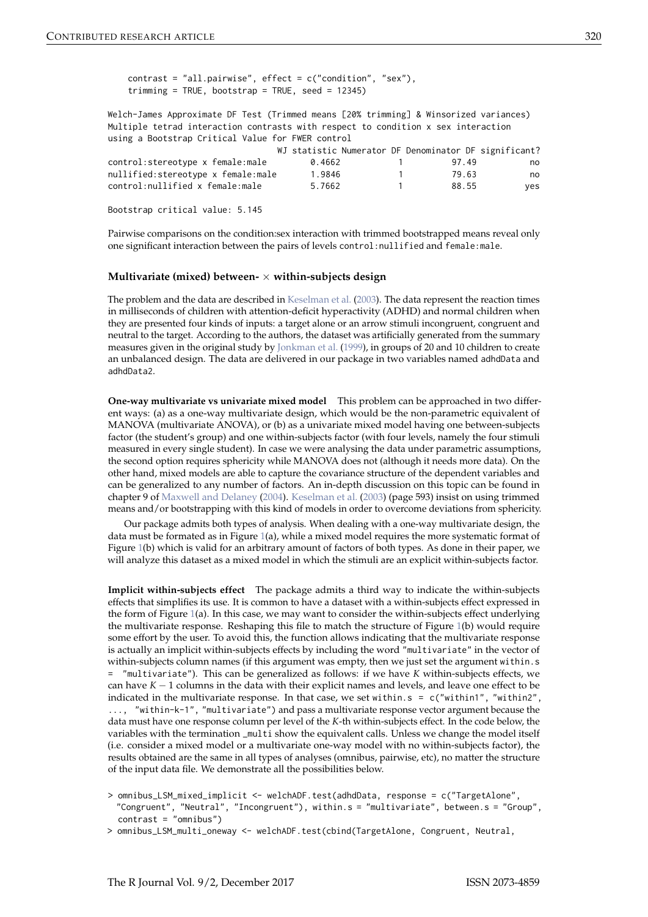```
    contrast = "all.pairwise", effect = c("condition", "sex"),
    trimming = TRUE, bootstrap = TRUE, seed = 12345)

Welch-James Approximate DF Test (Trimmed means [20% trimming] & Winsorized variances)
Multiple tetrad interaction contrasts with respect to condition x sex interaction
using a Bootstrap Critical Value for FWER control
                                  WJ statistic Numerator DF Denominator DF significant?
control:stereotype x female:male        0.4662            1          97.49           no
nullified:stereotype x female:male      1.9846            1          79.63           no
control:nullified x female:male         5.7662            1          88.55          yes

Bootstrap critical value: 5.145
```

Pairwise comparisons on the condition:sex interaction with trimmed bootstrapped means reveal only one significant interaction between the pairs of levels `control:nullified` and `female:male`.

### Multivariate (mixed) between- × within-subjects design

The problem and the data are described in Keselman et al. (2003). The data represent the reaction times in milliseconds of children with attention-deficit hyperactivity (ADHD) and normal children when they are presented four kinds of inputs: a target alone or an arrow stimuli incongruent, congruent and neutral to the target. According to the authors, the dataset was artificially generated from the summary measures given in the original study by Jonkman et al. (1999), in groups of 20 and 10 children to create an unbalanced design. The data are delivered in our package in two variables named `adhdData` and `adhdData2`.

**One-way multivariate vs univariate mixed model** This problem can be approached in two different ways: (a) as a one-way multivariate design, which would be the non-parametric equivalent of MANOVA (multivariate ANOVA), or (b) as a univariate mixed model having one between-subjects factor (the student's group) and one within-subjects factor (with four levels, namely the four stimuli measured in every single student). In case we were analysing the data under parametric assumptions, the second option requires sphericity while MANOVA does not (although it needs more data). On the other hand, mixed models are able to capture the covariance structure of the dependent variables and can be generalized to any number of factors. An in-depth discussion on this topic can be found in chapter 9 of Maxwell and Delaney (2004). Keselman et al. (2003) (page 593) insist on using trimmed means and/or bootstrapping with this kind of models in order to overcome deviations from sphericity.

Our package admits both types of analysis. When dealing with a one-way multivariate design, the data must be formated as in Figure 1(a), while a mixed model requires the more systematic format of Figure 1(b) which is valid for an arbitrary amount of factors of both types. As done in their paper, we will analyze this dataset as a mixed model in which the stimuli are an explicit within-subjects factor.

**Implicit within-subjects effect** The package admits a third way to indicate the within-subjects effects that simplifies its use. It is common to have a dataset with a within-subjects effect expressed in the form of Figure 1(a). In this case, we may want to consider the within-subjects effect underlying the multivariate response. Reshaping this file to match the structure of Figure 1(b) would require some effort by the user. To avoid this, the function allows indicating that the multivariate response is actually an implicit within-subjects effects by including the word `"multivariate"` in the vector of within-subjects column names (if this argument was empty, then we just set the argument `within.s = "multivariate"`). This can be generalized as follows: if we have $K$ within-subjects effects, we can have $K-1$ columns in the data with their explicit names and levels, and leave one effect to be indicated in the multivariate response. In that case, we set `within.s = c("within1", "within2", ..., "within-k-1", "multivariate")` and pass a multivariate response vector argument because the data must have one response column per level of the $K$-th within-subjects effect. In the code below, the variables with the termination `_multi` show the equivalent calls. Unless we change the model itself (i.e. consider a mixed model or a multivariate one-way model with no within-subjects factor), the results obtained are the same in all types of analyses (omnibus, pairwise, etc), no matter the structure of the input data file. We demonstrate all the possibilities below.

```
> omnibus_LSM_mixed_implicit <- welchADF.test(adhdData, response = c("TargetAlone",
  "Congruent", "Neutral", "Incongruent"), within.s = "multivariate", between.s = "Group",
  contrast = "omnibus")
> omnibus_LSM_multi_oneway <- welchADF.test(cbind(TargetAlone, Congruent, Neutral,
```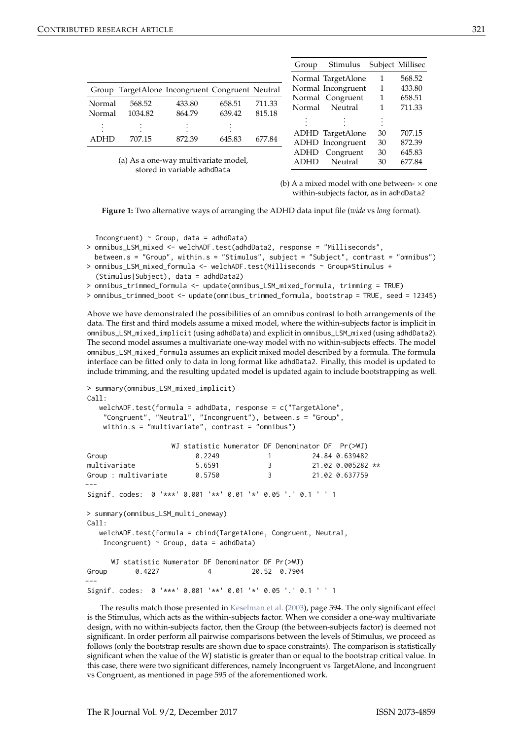| Group | TargetAlone | Incongruent | Congruent | Neutral |
|---|---|---|---|---|
| Normal | 568.52 | 433.80 | 658.51 | 711.33 |
| Normal | 1034.82 | 864.79 | 639.42 | 815.18 |
| ⋮ | ⋮ | ⋮ | ⋮ | |
| ADHD | 707.15 | 872.39 | 645.83 | 677.84 |

(a) As a one-way multivariate model, stored in variable adhdData

| Group | Stimulus | Subject | Millisec |
|---|---|---|---|
| Normal | TargetAlone | 1 | 568.52 |
| Normal | Incongruent | 1 | 433.80 |
| Normal | Congruent | 1 | 658.51 |
| Normal | Neutral | 1 | 711.33 |
| ⋮ | ⋮ | ⋮ | |
| ADHD | TargetAlone | 30 | 707.15 |
| ADHD | Incongruent | 30 | 872.39 |
| ADHD | Congruent | 30 | 645.83 |
| ADHD | Neutral | 30 | 677.84 |

(b) A a mixed model with one between- $\times$ one within-subjects factor, as in adhdData2

**Figure 1:** Two alternative ways of arranging the ADHD data input file (*wide* vs *long* format).

```
  Incongruent) ~ Group, data = adhdData)
> omnibus_LSM_mixed <- welchADF.test(adhdData2, response = "Milliseconds",
  between.s = "Group", within.s = "Stimulus", subject = "Subject", contrast = "omnibus")
> omnibus_LSM_mixed_formula <- welchADF.test(Milliseconds ~ Group*Stimulus +
  (Stimulus|Subject), data = adhdData2)
> omnibus_trimmed_formula <- update(omnibus_LSM_mixed_formula, trimming = TRUE)
> omnibus_trimmed_boot <- update(omnibus_trimmed_formula, bootstrap = TRUE, seed = 12345)
```

Above we have demonstrated the possibilities of an omnibus contrast to both arrangements of the data. The first and third models assume a mixed model, where the within-subjects factor is implicit in omnibus_LSM_mixed_implicit (using adhdData) and explicit in omnibus_LSM_mixed (using adhdData2). The second model assumes a multivariate one-way model with no within-subjects effects. The model omnibus_LSM_mixed_formula assumes an explicit mixed model described by a formula. The formula interface can be fitted only to data in long format like adhdData2. Finally, this model is updated to include trimming, and the resulting updated model is updated again to include bootstrapping as well.

```
> summary(omnibus_LSM_mixed_implicit)
Call:
   welchADF.test(formula = adhdData, response = c("TargetAlone",
    "Congruent", "Neutral", "Incongruent"), between.s = "Group",
    within.s = "multivariate", contrast = "omnibus")

                    WJ statistic Numerator DF Denominator DF  Pr(>WJ)
Group                     0.2249            1          24.84 0.639482
multivariate              5.6591            3          21.02 0.005282 **
Group : multivariate      0.5750            3          21.02 0.637759
---
Signif. codes:  0 '***' 0.001 '**' 0.01 '*' 0.05 '.' 0.1 ' ' 1

> summary(omnibus_LSM_multi_oneway)
Call:
   welchADF.test(formula = cbind(TargetAlone, Congruent, Neutral,
    Incongruent) ~ Group, data = adhdData)

      WJ statistic Numerator DF Denominator DF Pr(>WJ)
Group       0.4227            4          20.52  0.7904
---
Signif. codes:  0 '***' 0.001 '**' 0.01 '*' 0.05 '.' 0.1 ' ' 1
```

The results match those presented in Keselman et al. (2003), page 594. The only significant effect is the Stimulus, which acts as the within-subjects factor. When we consider a one-way multivariate design, with no within-subjects factor, then the Group (the between-subjects factor) is deemed not significant. In order perform all pairwise comparisons between the levels of Stimulus, we proceed as follows (only the bootstrap results are shown due to space constraints). The comparison is statistically significant when the value of the WJ statistic is greater than or equal to the bootstrap critical value. In this case, there were two significant differences, namely Incongruent vs TargetAlone, and Incongruent vs Congruent, as mentioned in page 595 of the aforementioned work.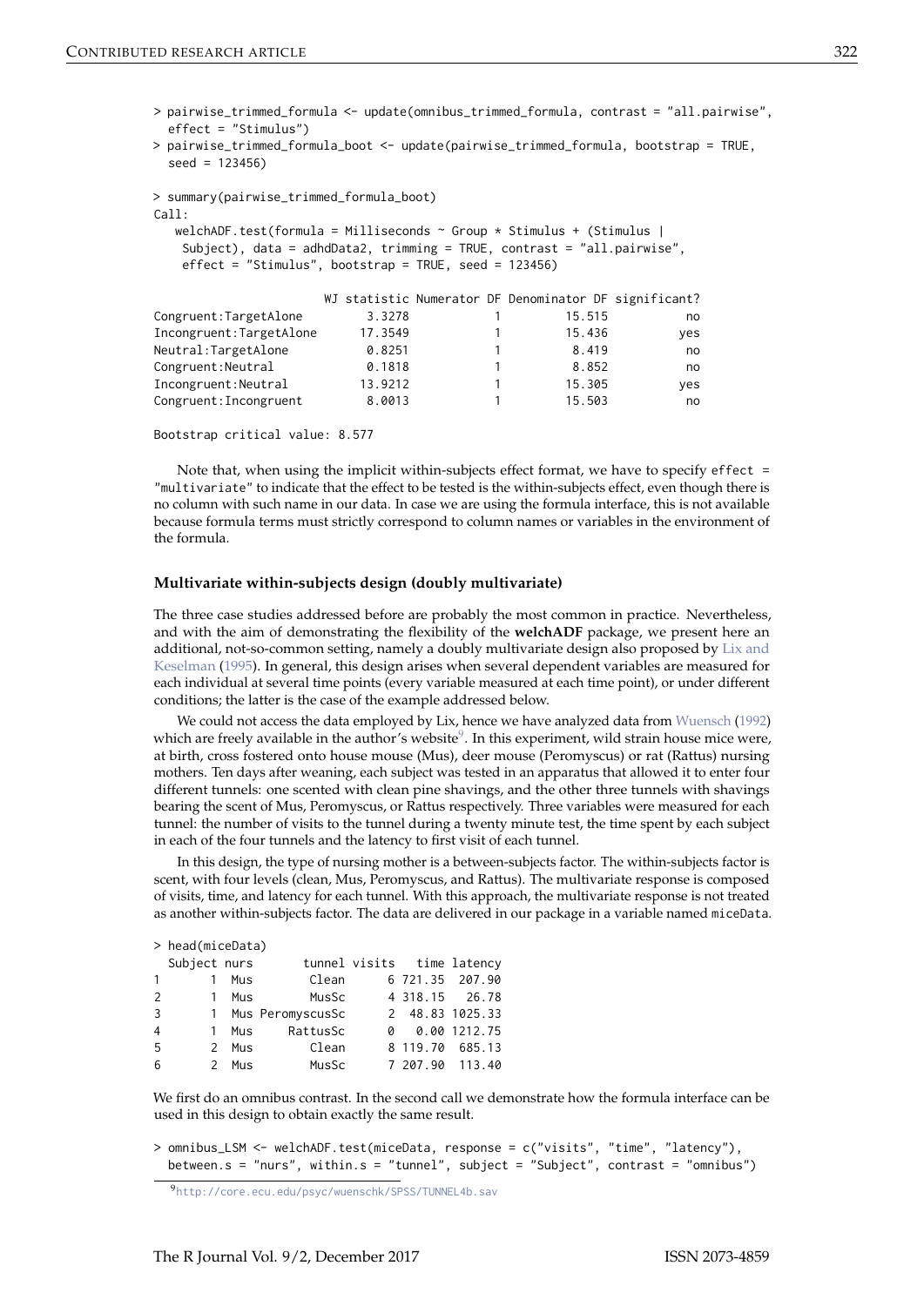```
> pairwise_trimmed_formula <- update(omnibus_trimmed_formula, contrast = "all.pairwise",
  effect = "Stimulus")
> pairwise_trimmed_formula_boot <- update(pairwise_trimmed_formula, bootstrap = TRUE,
  seed = 123456)

> summary(pairwise_trimmed_formula_boot)
Call:
   welchADF.test(formula = Milliseconds ~ Group * Stimulus + (Stimulus |
    Subject), data = adhdData2, trimming = TRUE, contrast = "all.pairwise",
    effect = "Stimulus", bootstrap = TRUE, seed = 123456)

                        WJ statistic Numerator DF Denominator DF significant?
Congruent:TargetAlone         3.3278            1         15.515           no
Incongruent:TargetAlone      17.3549            1         15.436          yes
Neutral:TargetAlone           0.8251            1          8.419           no
Congruent:Neutral             0.1818            1          8.852           no
Incongruent:Neutral          13.9212            1         15.305          yes
Congruent:Incongruent         8.0013            1         15.503           no

Bootstrap critical value: 8.577
```

Note that, when using the implicit within-subjects effect format, we have to specify `effect = "multivariate"` to indicate that the effect to be tested is the within-subjects effect, even though there is no column with such name in our data. In case we are using the formula interface, this is not available because formula terms must strictly correspond to column names or variables in the environment of the formula.

### Multivariate within-subjects design (doubly multivariate)

The three case studies addressed before are probably the most common in practice. Nevertheless, and with the aim of demonstrating the flexibility of the **welchADF** package, we present here an additional, not-so-common setting, namely a doubly multivariate design also proposed by Lix and Keselman (1995). In general, this design arises when several dependent variables are measured for each individual at several time points (every variable measured at each time point), or under different conditions; the latter is the case of the example addressed below.

We could not access the data employed by Lix, hence we have analyzed data from Wuensch (1992) which are freely available in the author's website[9]. In this experiment, wild strain house mice were, at birth, cross fostered onto house mouse (Mus), deer mouse (Peromyscus) or rat (Rattus) nursing mothers. Ten days after weaning, each subject was tested in an apparatus that allowed it to enter four different tunnels: one scented with clean pine shavings, and the other three tunnels with shavings bearing the scent of Mus, Peromyscus, or Rattus respectively. Three variables were measured for each tunnel: the number of visits to the tunnel during a twenty minute test, the time spent by each subject in each of the four tunnels and the latency to first visit of each tunnel.

In this design, the type of nursing mother is a between-subjects factor. The within-subjects factor is scent, with four levels (clean, Mus, Peromyscus, and Rattus). The multivariate response is composed of visits, time, and latency for each tunnel. With this approach, the multivariate response is not treated as another within-subjects factor. The data are delivered in our package in a variable named `miceData`.

```
> head(miceData)
  Subject nurs       tunnel visits   time latency
1       1  Mus        Clean      6 721.35  207.90
2       1  Mus       MusSc      4 318.15   26.78
3       1  Mus PeromyscusSc      2  48.83 1025.33
4       1  Mus     RattusSc      0   0.00 1212.75
5       2  Mus        Clean      8 119.70  685.13
6       2  Mus        MusSc      7 207.90  113.40
```

We first do an omnibus contrast. In the second call we demonstrate how the formula interface can be used in this design to obtain exactly the same result.

```
> omnibus_LSM <- welchADF.test(miceData, response = c("visits", "time", "latency"),
  between.s = "nurs", within.s = "tunnel", subject = "Subject", contrast = "omnibus")
```

[9] http://core.ecu.edu/psyc/wuenschk/SPSS/TUNNEL4b.sav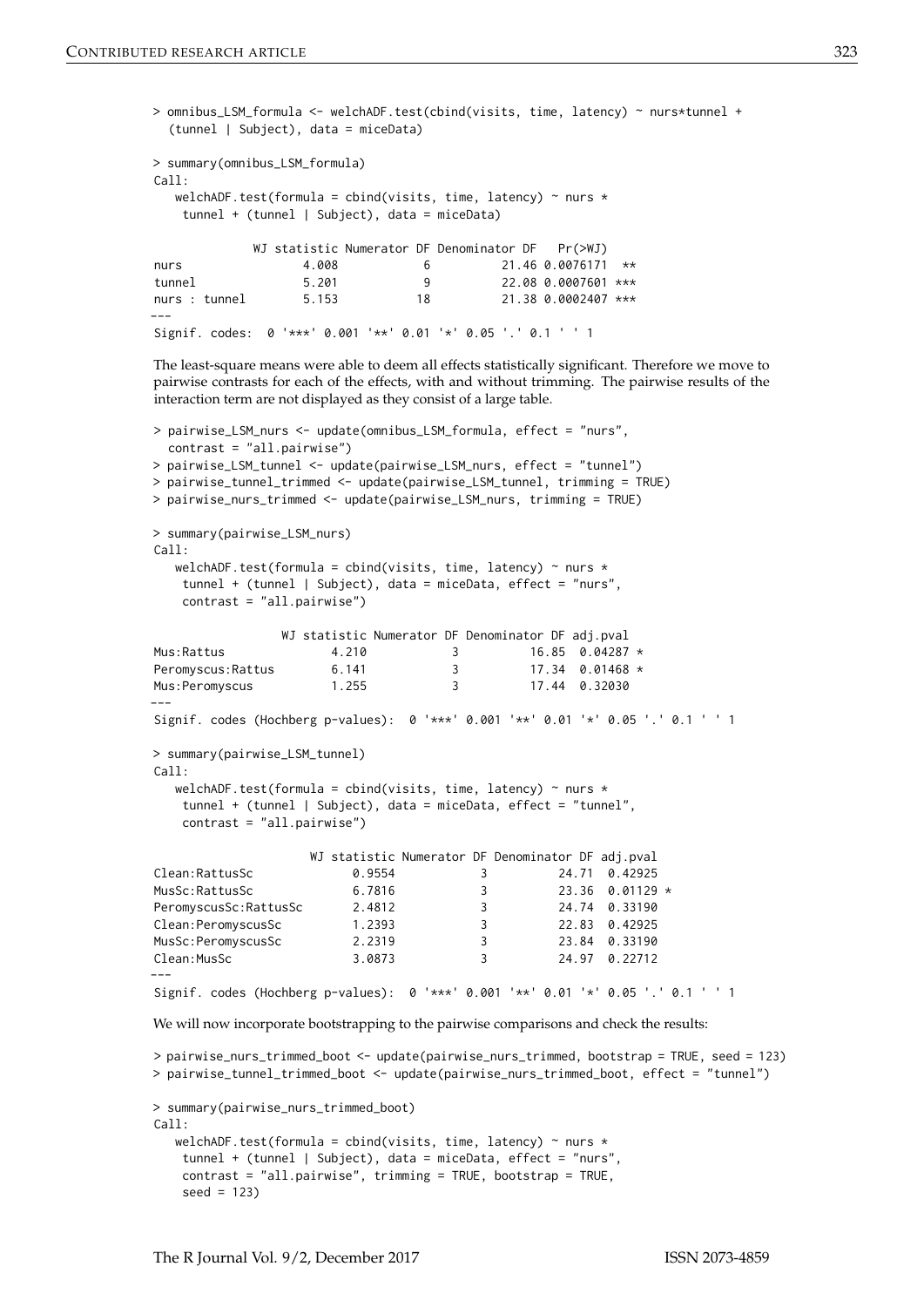```
> omnibus_LSM_formula <- welchADF.test(cbind(visits, time, latency) ~ nurs*tunnel +
  (tunnel | Subject), data = miceData)

> summary(omnibus_LSM_formula)
Call:
   welchADF.test(formula = cbind(visits, time, latency) ~ nurs *
    tunnel + (tunnel | Subject), data = miceData)

              WJ statistic Numerator DF Denominator DF   Pr(>WJ)
nurs                4.008            6          21.46 0.0076171  **
tunnel              5.201            9          22.08 0.0007601 ***
nurs : tunnel       5.153           18          21.38 0.0002407 ***
---
Signif. codes:  0 '***' 0.001 '**' 0.01 '*' 0.05 '.' 0.1 ' ' 1
```

The least-square means were able to deem all effects statistically significant. Therefore we move to pairwise contrasts for each of the effects, with and without trimming. The pairwise results of the interaction term are not displayed as they consist of a large table.

```
> pairwise_LSM_nurs <- update(omnibus_LSM_formula, effect = "nurs",
  contrast = "all.pairwise")
> pairwise_LSM_tunnel <- update(pairwise_LSM_nurs, effect = "tunnel")
> pairwise_tunnel_trimmed <- update(pairwise_LSM_tunnel, trimming = TRUE)
> pairwise_nurs_trimmed <- update(pairwise_LSM_nurs, trimming = TRUE)

> summary(pairwise_LSM_nurs)
Call:
   welchADF.test(formula = cbind(visits, time, latency) ~ nurs *
    tunnel + (tunnel | Subject), data = miceData, effect = "nurs",
    contrast = "all.pairwise")

                  WJ statistic Numerator DF Denominator DF adj.pval
Mus:Rattus               4.210            3          16.85  0.04287 *
Peromyscus:Rattus        6.141            3          17.34  0.01468 *
Mus:Peromyscus           1.255            3          17.44  0.32030
---
Signif. codes (Hochberg p-values):  0 '***' 0.001 '**' 0.01 '*' 0.05 '.' 0.1 ' ' 1

> summary(pairwise_LSM_tunnel)
Call:
   welchADF.test(formula = cbind(visits, time, latency) ~ nurs *
    tunnel + (tunnel | Subject), data = miceData, effect = "tunnel",
    contrast = "all.pairwise")

                      WJ statistic Numerator DF Denominator DF adj.pval
Clean:RattusSc              0.9554            3          24.71  0.42925
MusSc:RattusSc              6.7816            3          23.36  0.01129 *
PeromyscusSc:RattusSc       2.4812            3          24.74  0.33190
Clean:PeromyscusSc          1.2393            3          22.83  0.42925
MusSc:PeromyscusSc          2.2319            3          23.84  0.33190
Clean:MusSc                 3.0873            3          24.97  0.22712
---
Signif. codes (Hochberg p-values):  0 '***' 0.001 '**' 0.01 '*' 0.05 '.' 0.1 ' ' 1
```

We will now incorporate bootstrapping to the pairwise comparisons and check the results:

```
> pairwise_nurs_trimmed_boot <- update(pairwise_nurs_trimmed, bootstrap = TRUE, seed = 123)
> pairwise_tunnel_trimmed_boot <- update(pairwise_nurs_trimmed_boot, effect = "tunnel")

> summary(pairwise_nurs_trimmed_boot)
Call:
   welchADF.test(formula = cbind(visits, time, latency) ~ nurs *
    tunnel + (tunnel | Subject), data = miceData, effect = "nurs",
    contrast = "all.pairwise", trimming = TRUE, bootstrap = TRUE,
    seed = 123)
```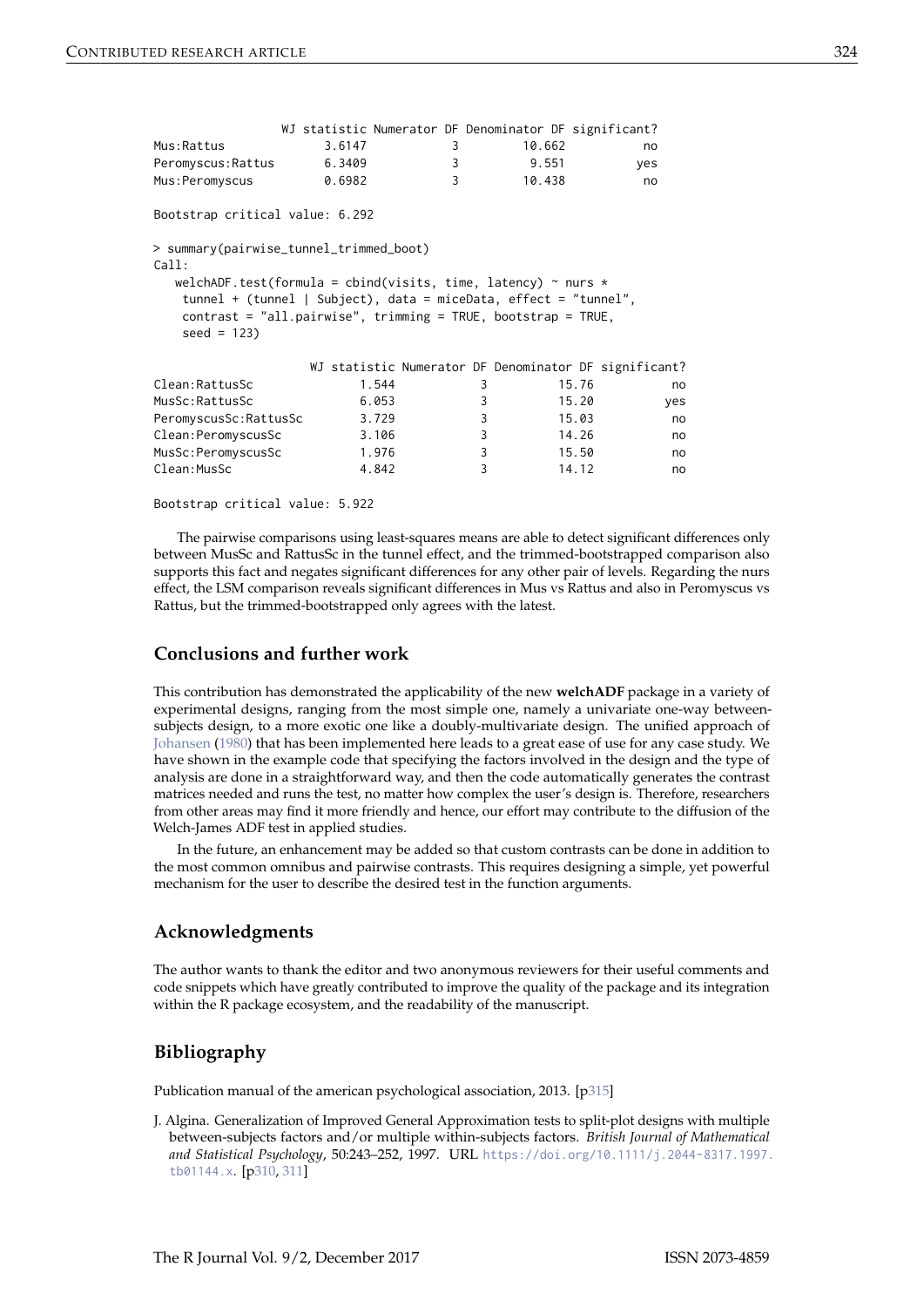```
                  WJ statistic Numerator DF Denominator DF significant?
Mus:Rattus              3.6147            3         10.662           no
Peromyscus:Rattus       6.3409            3          9.551          yes
Mus:Peromyscus          0.6982            3         10.438           no

Bootstrap critical value: 6.292

> summary(pairwise_tunnel_trimmed_boot)
Call:
   welchADF.test(formula = cbind(visits, time, latency) ~ nurs *
    tunnel + (tunnel | Subject), data = miceData, effect = "tunnel",
    contrast = "all.pairwise", trimming = TRUE, bootstrap = TRUE,
    seed = 123)

                      WJ statistic Numerator DF Denominator DF significant?
Clean:RattusSc               1.544            3          15.76           no
MusSc:RattusSc               6.053            3          15.20          yes
PeromyscusSc:RattusSc        3.729            3          15.03           no
Clean:PeromyscusSc           3.106            3          14.26           no
MusSc:PeromyscusSc           1.976            3          15.50           no
Clean:MusSc                  4.842            3          14.12           no

Bootstrap critical value: 5.922
```

The pairwise comparisons using least-squares means are able to detect significant differences only between MusSc and RattusSc in the tunnel effect, and the trimmed-bootstrapped comparison also supports this fact and negates significant differences for any other pair of levels. Regarding the nurs effect, the LSM comparison reveals significant differences in Mus vs Rattus and also in Peromyscus vs Rattus, but the trimmed-bootstrapped only agrees with the latest.

## Conclusions and further work

This contribution has demonstrated the applicability of the new **welchADF** package in a variety of experimental designs, ranging from the most simple one, namely a univariate one-way between-subjects design, to a more exotic one like a doubly-multivariate design. The unified approach of Johansen (1980) that has been implemented here leads to a great ease of use for any case study. We have shown in the example code that specifying the factors involved in the design and the type of analysis are done in a straightforward way, and then the code automatically generates the contrast matrices needed and runs the test, no matter how complex the user's design is. Therefore, researchers from other areas may find it more friendly and hence, our effort may contribute to the diffusion of the Welch-James ADF test in applied studies.

In the future, an enhancement may be added so that custom contrasts can be done in addition to the most common omnibus and pairwise contrasts. This requires designing a simple, yet powerful mechanism for the user to describe the desired test in the function arguments.

## Acknowledgments

The author wants to thank the editor and two anonymous reviewers for their useful comments and code snippets which have greatly contributed to improve the quality of the package and its integration within the R package ecosystem, and the readability of the manuscript.

## Bibliography

Publication manual of the american psychological association, 2013. [p315]

J. Algina. Generalization of Improved General Approximation tests to split-plot designs with multiple between-subjects factors and/or multiple within-subjects factors. *British Journal of Mathematical and Statistical Psychology*, 50:243–252, 1997. URL https://doi.org/10.1111/j.2044-8317.1997.tb01144.x. [p310, 311]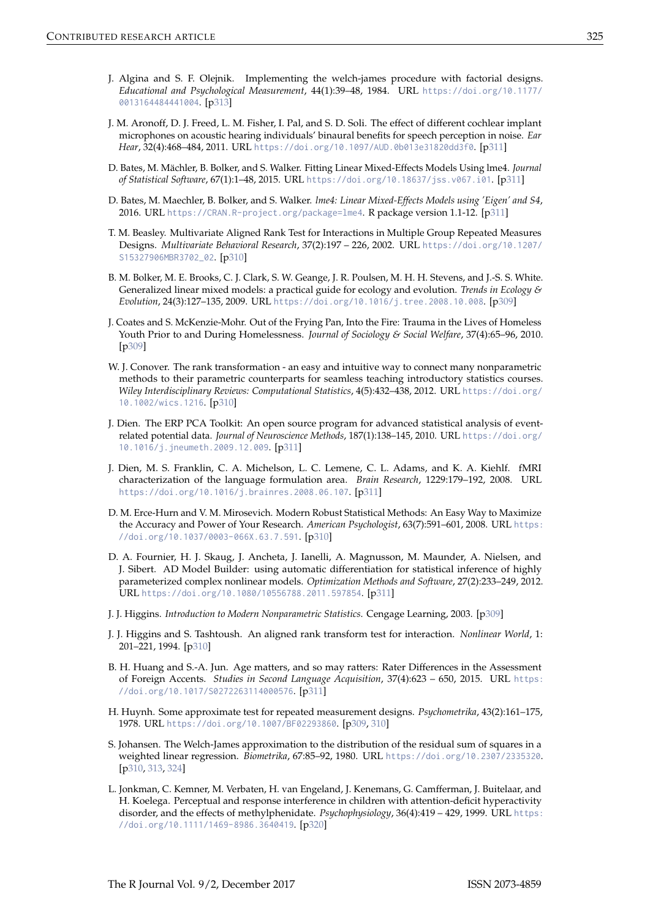J. Algina and S. F. Olejnik. Implementing the welch-james procedure with factorial designs. *Educational and Psychological Measurement*, 44(1):39–48, 1984. URL https://doi.org/10.1177/0013164484441004. [p313]

J. M. Aronoff, D. J. Freed, L. M. Fisher, I. Pal, and S. D. Soli. The effect of different cochlear implant microphones on acoustic hearing individuals' binaural benefits for speech perception in noise. *Ear Hear*, 32(4):468–484, 2011. URL https://doi.org/10.1097/AUD.0b013e31820dd3f0. [p311]

D. Bates, M. Mächler, B. Bolker, and S. Walker. Fitting Linear Mixed-Effects Models Using lme4. *Journal of Statistical Software*, 67(1):1–48, 2015. URL https://doi.org/10.18637/jss.v067.i01. [p311]

D. Bates, M. Maechler, B. Bolker, and S. Walker. *lme4: Linear Mixed-Effects Models using 'Eigen' and S4*, 2016. URL https://CRAN.R-project.org/package=lme4. R package version 1.1-12. [p311]

T. M. Beasley. Multivariate Aligned Rank Test for Interactions in Multiple Group Repeated Measures Designs. *Multivariate Behavioral Research*, 37(2):197 – 226, 2002. URL https://doi.org/10.1207/S15327906MBR3702_02. [p310]

B. M. Bolker, M. E. Brooks, C. J. Clark, S. W. Geange, J. R. Poulsen, M. H. H. Stevens, and J.-S. S. White. Generalized linear mixed models: a practical guide for ecology and evolution. *Trends in Ecology & Evolution*, 24(3):127–135, 2009. URL https://doi.org/10.1016/j.tree.2008.10.008. [p309]

J. Coates and S. McKenzie-Mohr. Out of the Frying Pan, Into the Fire: Trauma in the Lives of Homeless Youth Prior to and During Homelessness. *Journal of Sociology & Social Welfare*, 37(4):65–96, 2010. [p309]

W. J. Conover. The rank transformation - an easy and intuitive way to connect many nonparametric methods to their parametric counterparts for seamless teaching introductory statistics courses. *Wiley Interdisciplinary Reviews: Computational Statistics*, 4(5):432–438, 2012. URL https://doi.org/10.1002/wics.1216. [p310]

J. Dien. The ERP PCA Toolkit: An open source program for advanced statistical analysis of event-related potential data. *Journal of Neuroscience Methods*, 187(1):138–145, 2010. URL https://doi.org/10.1016/j.jneumeth.2009.12.009. [p311]

J. Dien, M. S. Franklin, C. A. Michelson, L. C. Lemene, C. L. Adams, and K. A. Kiehlf. fMRI characterization of the language formulation area. *Brain Research*, 1229:179–192, 2008. URL https://doi.org/10.1016/j.brainres.2008.06.107. [p311]

D. M. Erce-Hurn and V. M. Mirosevich. Modern Robust Statistical Methods: An Easy Way to Maximize the Accuracy and Power of Your Research. *American Psychologist*, 63(7):591–601, 2008. URL https://doi.org/10.1037/0003-066X.63.7.591. [p310]

D. A. Fournier, H. J. Skaug, J. Ancheta, J. Ianelli, A. Magnusson, M. Maunder, A. Nielsen, and J. Sibert. AD Model Builder: using automatic differentiation for statistical inference of highly parameterized complex nonlinear models. *Optimization Methods and Software*, 27(2):233–249, 2012. URL https://doi.org/10.1080/10556788.2011.597854. [p311]

J. J. Higgins. *Introduction to Modern Nonparametric Statistics*. Cengage Learning, 2003. [p309]

J. J. Higgins and S. Tashtoush. An aligned rank transform test for interaction. *Nonlinear World*, 1: 201–221, 1994. [p310]

B. H. Huang and S.-A. Jun. Age matters, and so may ratters: Rater Differences in the Assessment of Foreign Accents. *Studies in Second Language Acquisition*, 37(4):623 – 650, 2015. URL https://doi.org/10.1017/S0272263114000576. [p311]

H. Huynh. Some approximate test for repeated measurement designs. *Psychometrika*, 43(2):161–175, 1978. URL https://doi.org/10.1007/BF02293860. [p309, 310]

S. Johansen. The Welch-James approximation to the distribution of the residual sum of squares in a weighted linear regression. *Biometrika*, 67:85–92, 1980. URL https://doi.org/10.2307/2335320. [p310, 313, 324]

L. Jonkman, C. Kemner, M. Verbaten, H. van Engeland, J. Kenemans, G. Camfferman, J. Buitelaar, and H. Koelega. Perceptual and response interference in children with attention-deficit hyperactivity disorder, and the effects of methylphenidate. *Psychophysiology*, 36(4):419 – 429, 1999. URL https://doi.org/10.1111/1469-8986.3640419. [p320]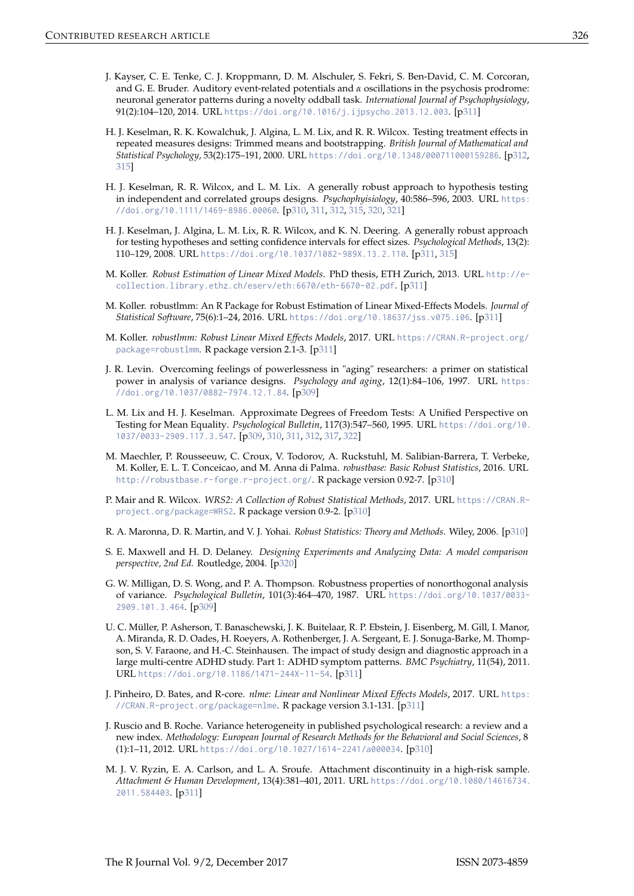J. Kayser, C. E. Tenke, C. J. Kroppmann, D. M. Alschuler, S. Fekri, S. Ben-David, C. M. Corcoran, and G. E. Bruder. Auditory event-related potentials and $\alpha$ oscillations in the psychosis prodrome: neuronal generator patterns during a novelty oddball task. *International Journal of Psychophysiology*, 91(2):104–120, 2014. URL https://doi.org/10.1016/j.ijpsycho.2013.12.003. [p311]

H. J. Keselman, R. K. Kowalchuk, J. Algina, L. M. Lix, and R. R. Wilcox. Testing treatment effects in repeated measures designs: Trimmed means and bootstrapping. *British Journal of Mathematical and Statistical Psychology*, 53(2):175–191, 2000. URL https://doi.org/10.1348/000711000159286. [p312, 315]

H. J. Keselman, R. R. Wilcox, and L. M. Lix. A generally robust approach to hypothesis testing in independent and correlated groups designs. *Psychophyisiology*, 40:586–596, 2003. URL https://doi.org/10.1111/1469-8986.00060. [p310, 311, 312, 315, 320, 321]

H. J. Keselman, J. Algina, L. M. Lix, R. R. Wilcox, and K. N. Deering. A generally robust approach for testing hypotheses and setting confidence intervals for effect sizes. *Psychological Methods*, 13(2): 110–129, 2008. URL https://doi.org/10.1037/1082-989X.13.2.110. [p311, 315]

M. Koller. *Robust Estimation of Linear Mixed Models*. PhD thesis, ETH Zurich, 2013. URL http://e-collection.library.ethz.ch/eserv/eth:6670/eth-6670-02.pdf. [p311]

M. Koller. robustlmm: An R Package for Robust Estimation of Linear Mixed-Effects Models. *Journal of Statistical Software*, 75(6):1–24, 2016. URL https://doi.org/10.18637/jss.v075.i06. [p311]

M. Koller. *robustlmm: Robust Linear Mixed Effects Models*, 2017. URL https://CRAN.R-project.org/package=robustlmm. R package version 2.1-3. [p311]

J. R. Levin. Overcoming feelings of powerlessness in "aging" researchers: a primer on statistical power in analysis of variance designs. *Psychology and aging*, 12(1):84–106, 1997. URL https://doi.org/10.1037/0882-7974.12.1.84. [p309]

L. M. Lix and H. J. Keselman. Approximate Degrees of Freedom Tests: A Unified Perspective on Testing for Mean Equality. *Psychological Bulletin*, 117(3):547–560, 1995. URL https://doi.org/10.1037/0033-2909.117.3.547. [p309, 310, 311, 312, 317, 322]

M. Maechler, P. Rousseeuw, C. Croux, V. Todorov, A. Ruckstuhl, M. Salibian-Barrera, T. Verbeke, M. Koller, E. L. T. Conceicao, and M. Anna di Palma. *robustbase: Basic Robust Statistics*, 2016. URL http://robustbase.r-forge.r-project.org/. R package version 0.92-7. [p310]

P. Mair and R. Wilcox. *WRS2: A Collection of Robust Statistical Methods*, 2017. URL https://CRAN.R-project.org/package=WRS2. R package version 0.9-2. [p310]

R. A. Maronna, D. R. Martin, and V. J. Yohai. *Robust Statistics: Theory and Methods*. Wiley, 2006. [p310]

S. E. Maxwell and H. D. Delaney. *Designing Experiments and Analyzing Data: A model comparison perspective, 2nd Ed.* Routledge, 2004. [p320]

G. W. Milligan, D. S. Wong, and P. A. Thompson. Robustness properties of nonorthogonal analysis of variance. *Psychological Bulletin*, 101(3):464–470, 1987. URL https://doi.org/10.1037/0033-2909.101.3.464. [p309]

U. C. Müller, P. Asherson, T. Banaschewski, J. K. Buitelaar, R. P. Ebstein, J. Eisenberg, M. Gill, I. Manor, A. Miranda, R. D. Oades, H. Roeyers, A. Rothenberger, J. A. Sergeant, E. J. Sonuga-Barke, M. Thompson, S. V. Faraone, and H.-C. Steinhausen. The impact of study design and diagnostic approach in a large multi-centre ADHD study. Part 1: ADHD symptom patterns. *BMC Psychiatry*, 11(54), 2011. URL https://doi.org/10.1186/1471-244X-11-54. [p311]

J. Pinheiro, D. Bates, and R-core. *nlme: Linear and Nonlinear Mixed Effects Models*, 2017. URL https://CRAN.R-project.org/package=nlme. R package version 3.1-131. [p311]

J. Ruscio and B. Roche. Variance heterogeneity in published psychological research: a review and a new index. *Methodology: European Journal of Research Methods for the Behavioral and Social Sciences*, 8 (1):1–11, 2012. URL https://doi.org/10.1027/1614-2241/a000034. [p310]

M. J. V. Ryzin, E. A. Carlson, and L. A. Sroufe. Attachment discontinuity in a high-risk sample. *Attachment & Human Development*, 13(4):381–401, 2011. URL https://doi.org/10.1080/14616734.2011.584403. [p311]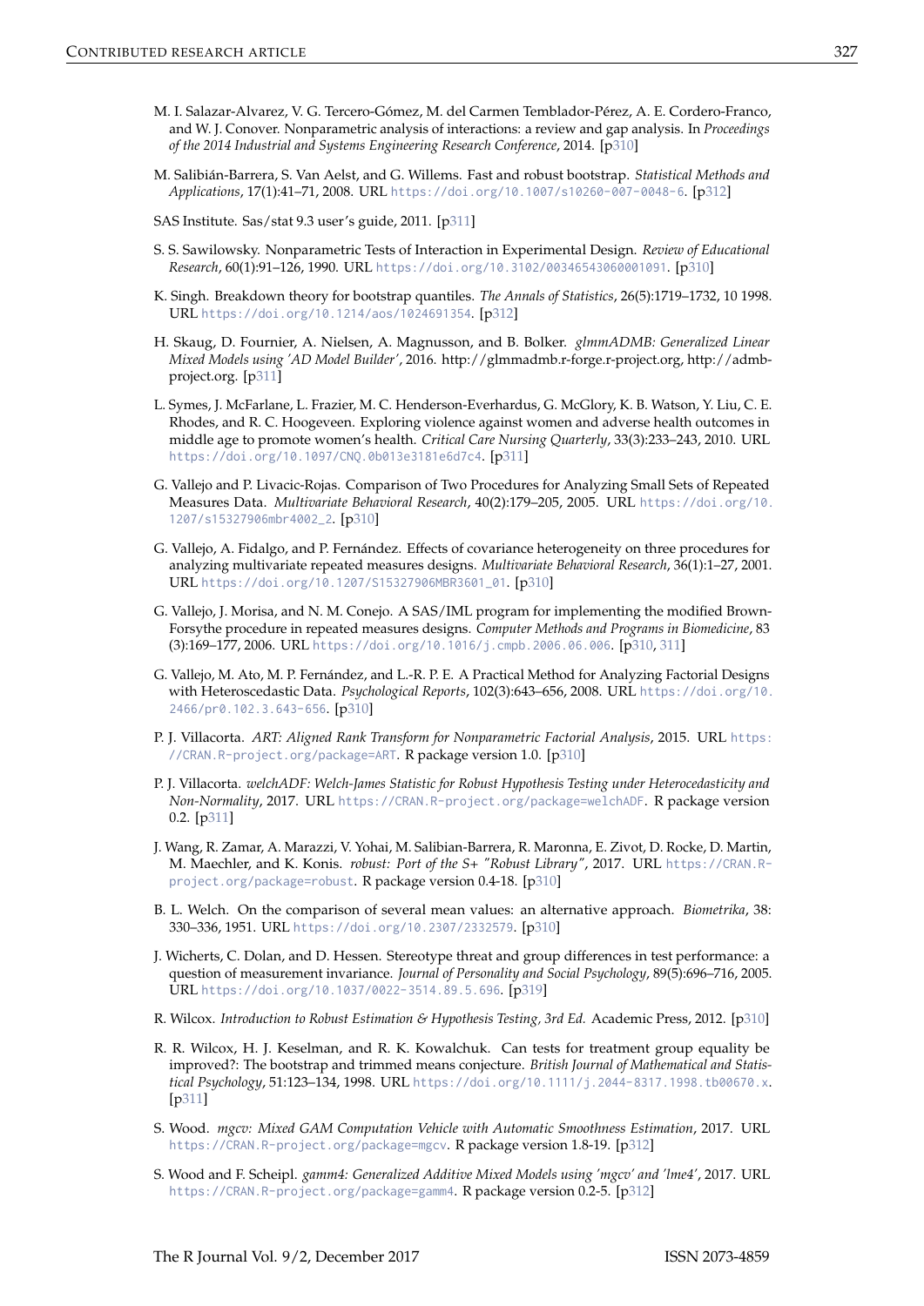M. I. Salazar-Alvarez, V. G. Tercero-Gómez, M. del Carmen Temblador-Pérez, A. E. Cordero-Franco, and W. J. Conover. Nonparametric analysis of interactions: a review and gap analysis. In *Proceedings of the 2014 Industrial and Systems Engineering Research Conference*, 2014. [p310]

M. Salibián-Barrera, S. Van Aelst, and G. Willems. Fast and robust bootstrap. *Statistical Methods and Applications*, 17(1):41–71, 2008. URL https://doi.org/10.1007/s10260-007-0048-6. [p312]

SAS Institute. Sas/stat 9.3 user's guide, 2011. [p311]

S. S. Sawilowsky. Nonparametric Tests of Interaction in Experimental Design. *Review of Educational Research*, 60(1):91–126, 1990. URL https://doi.org/10.3102/00346543060001091. [p310]

K. Singh. Breakdown theory for bootstrap quantiles. *The Annals of Statistics*, 26(5):1719–1732, 10 1998. URL https://doi.org/10.1214/aos/1024691354. [p312]

H. Skaug, D. Fournier, A. Nielsen, A. Magnusson, and B. Bolker. *glmmADMB: Generalized Linear Mixed Models using 'AD Model Builder'*, 2016. http://glmmadmb.r-forge.r-project.org, http://admb-project.org. [p311]

L. Symes, J. McFarlane, L. Frazier, M. C. Henderson-Everhardus, G. McGlory, K. B. Watson, Y. Liu, C. E. Rhodes, and R. C. Hoogeveen. Exploring violence against women and adverse health outcomes in middle age to promote women's health. *Critical Care Nursing Quarterly*, 33(3):233–243, 2010. URL https://doi.org/10.1097/CNQ.0b013e3181e6d7c4. [p311]

G. Vallejo and P. Livacic-Rojas. Comparison of Two Procedures for Analyzing Small Sets of Repeated Measures Data. *Multivariate Behavioral Research*, 40(2):179–205, 2005. URL https://doi.org/10.1207/s15327906mbr4002_2. [p310]

G. Vallejo, A. Fidalgo, and P. Fernández. Effects of covariance heterogeneity on three procedures for analyzing multivariate repeated measures designs. *Multivariate Behavioral Research*, 36(1):1–27, 2001. URL https://doi.org/10.1207/S15327906MBR3601_01. [p310]

G. Vallejo, J. Morisa, and N. M. Conejo. A SAS/IML program for implementing the modified Brown-Forsythe procedure in repeated measures designs. *Computer Methods and Programs in Biomedicine*, 83 (3):169–177, 2006. URL https://doi.org/10.1016/j.cmpb.2006.06.006. [p310, 311]

G. Vallejo, M. Ato, M. P. Fernández, and L.-R. P. E. A Practical Method for Analyzing Factorial Designs with Heteroscedastic Data. *Psychological Reports*, 102(3):643–656, 2008. URL https://doi.org/10.2466/pr0.102.3.643-656. [p310]

P. J. Villacorta. *ART: Aligned Rank Transform for Nonparametric Factorial Analysis*, 2015. URL https://CRAN.R-project.org/package=ART. R package version 1.0. [p310]

P. J. Villacorta. *welchADF: Welch-James Statistic for Robust Hypothesis Testing under Heterocedasticity and Non-Normality*, 2017. URL https://CRAN.R-project.org/package=welchADF. R package version 0.2. [p311]

J. Wang, R. Zamar, A. Marazzi, V. Yohai, M. Salibian-Barrera, R. Maronna, E. Zivot, D. Rocke, D. Martin, M. Maechler, and K. Konis. *robust: Port of the S+ "Robust Library"*, 2017. URL https://CRAN.R-project.org/package=robust. R package version 0.4-18. [p310]

B. L. Welch. On the comparison of several mean values: an alternative approach. *Biometrika*, 38: 330–336, 1951. URL https://doi.org/10.2307/2332579. [p310]

J. Wicherts, C. Dolan, and D. Hessen. Stereotype threat and group differences in test performance: a question of measurement invariance. *Journal of Personality and Social Psychology*, 89(5):696–716, 2005. URL https://doi.org/10.1037/0022-3514.89.5.696. [p319]

R. Wilcox. *Introduction to Robust Estimation & Hypothesis Testing, 3rd Ed.* Academic Press, 2012. [p310]

R. R. Wilcox, H. J. Keselman, and R. K. Kowalchuk. Can tests for treatment group equality be improved?: The bootstrap and trimmed means conjecture. *British Journal of Mathematical and Statistical Psychology*, 51:123–134, 1998. URL https://doi.org/10.1111/j.2044-8317.1998.tb00670.x. [p311]

S. Wood. *mgcv: Mixed GAM Computation Vehicle with Automatic Smoothness Estimation*, 2017. URL https://CRAN.R-project.org/package=mgcv. R package version 1.8-19. [p312]

S. Wood and F. Scheipl. *gamm4: Generalized Additive Mixed Models using 'mgcv' and 'lme4'*, 2017. URL https://CRAN.R-project.org/package=gamm4. R package version 0.2-5. [p312]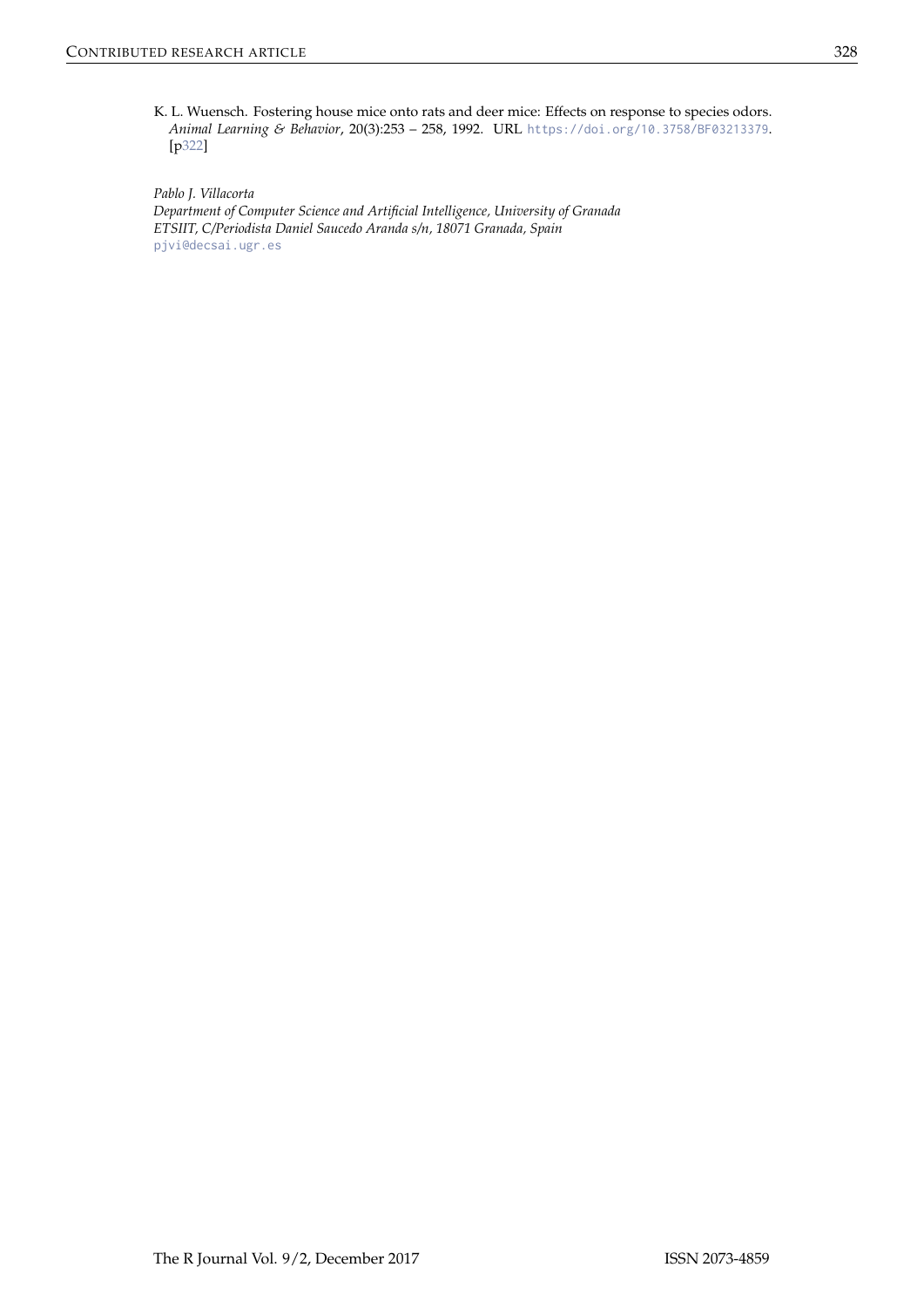K. L. Wuensch. Fostering house mice onto rats and deer mice: Effects on response to species odors. *Animal Learning & Behavior*, 20(3):253 – 258, 1992. URL https://doi.org/10.3758/BF03213379. [p322]

*Pablo J. Villacorta*
*Department of Computer Science and Artificial Intelligence, University of Granada*
*ETSIIT, C/Periodista Daniel Saucedo Aranda s/n, 18071 Granada, Spain*
pjvi@decsai.ugr.es